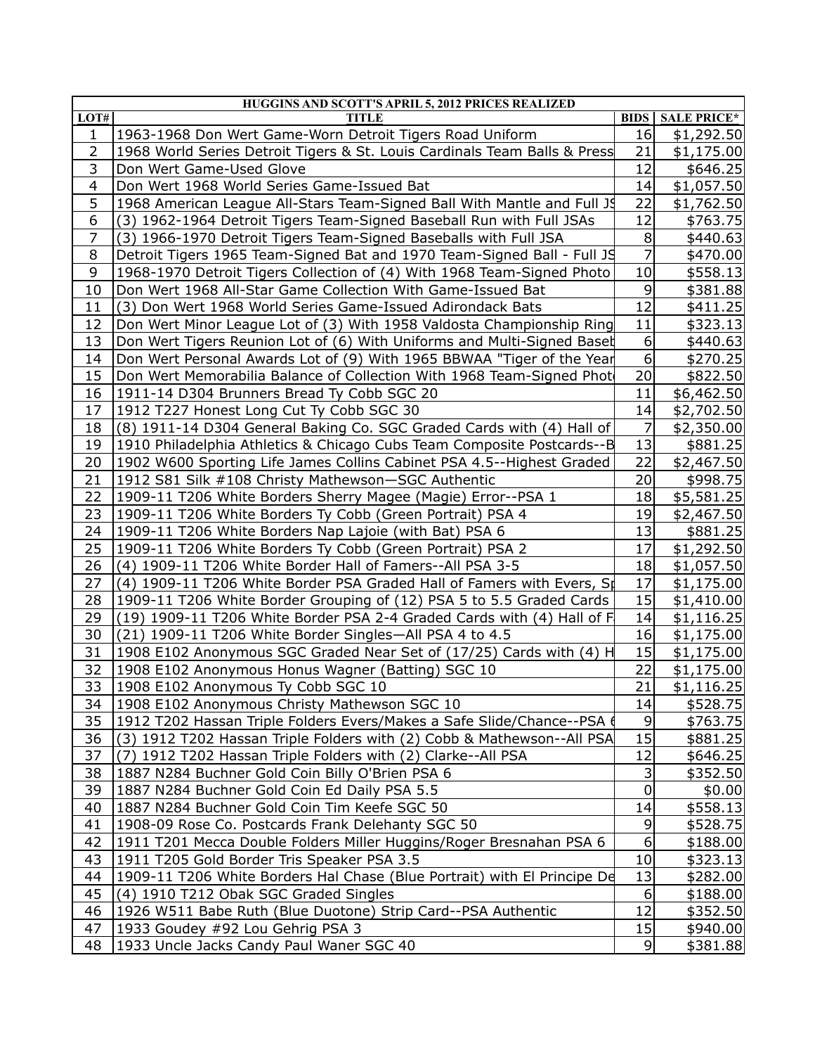| HUGGINS AND SCOTT'S APRIL 5, 2012 PRICES REALIZED | | | |
|---|---|---|---|
| LOT# | TITLE | BIDS | SALE PRICE* |
| 1 | 1963-1968 Don Wert Game-Worn Detroit Tigers Road Uniform | 16 | $1,292.50 |
| 2 | 1968 World Series Detroit Tigers & St. Louis Cardinals Team Balls & Press | 21 | $1,175.00 |
| 3 | Don Wert Game-Used Glove | 12 | $646.25 |
| 4 | Don Wert 1968 World Series Game-Issued Bat | 14 | $1,057.50 |
| 5 | 1968 American League All-Stars Team-Signed Ball With Mantle and Full JS | 22 | $1,762.50 |
| 6 | (3) 1962-1964 Detroit Tigers Team-Signed Baseball Run with Full JSAs | 12 | $763.75 |
| 7 | (3) 1966-1970 Detroit Tigers Team-Signed Baseballs with Full JSA | 8 | $440.63 |
| 8 | Detroit Tigers 1965 Team-Signed Bat and 1970 Team-Signed Ball - Full JS | 7 | $470.00 |
| 9 | 1968-1970 Detroit Tigers Collection of (4) With 1968 Team-Signed Photo | 10 | $558.13 |
| 10 | Don Wert 1968 All-Star Game Collection With Game-Issued Bat | 9 | $381.88 |
| 11 | (3) Don Wert 1968 World Series Game-Issued Adirondack Bats | 12 | $411.25 |
| 12 | Don Wert Minor League Lot of (3) With 1958 Valdosta Championship Ring | 11 | $323.13 |
| 13 | Don Wert Tigers Reunion Lot of (6) With Uniforms and Multi-Signed Baset | 6 | $440.63 |
| 14 | Don Wert Personal Awards Lot of (9) With 1965 BBWAA "Tiger of the Year | 6 | $270.25 |
| 15 | Don Wert Memorabilia Balance of Collection With 1968 Team-Signed Phot | 20 | $822.50 |
| 16 | 1911-14 D304 Brunners Bread Ty Cobb SGC 20 | 11 | $6,462.50 |
| 17 | 1912 T227 Honest Long Cut Ty Cobb SGC 30 | 14 | $2,702.50 |
| 18 | (8) 1911-14 D304 General Baking Co. SGC Graded Cards with (4) Hall of | 7 | $2,350.00 |
| 19 | 1910 Philadelphia Athletics & Chicago Cubs Team Composite Postcards--B | 13 | $881.25 |
| 20 | 1902 W600 Sporting Life James Collins Cabinet PSA 4.5--Highest Graded | 22 | $2,467.50 |
| 21 | 1912 S81 Silk #108 Christy Mathewson—SGC Authentic | 20 | $998.75 |
| 22 | 1909-11 T206 White Borders Sherry Magee (Magie) Error--PSA 1 | 18 | $5,581.25 |
| 23 | 1909-11 T206 White Borders Ty Cobb (Green Portrait) PSA 4 | 19 | $2,467.50 |
| 24 | 1909-11 T206 White Borders Nap Lajoie (with Bat) PSA 6 | 13 | $881.25 |
| 25 | 1909-11 T206 White Borders Ty Cobb (Green Portrait) PSA 2 | 17 | $1,292.50 |
| 26 | (4) 1909-11 T206 White Border Hall of Famers--All PSA 3-5 | 18 | $1,057.50 |
| 27 | (4) 1909-11 T206 White Border PSA Graded Hall of Famers with Evers, Sp | 17 | $1,175.00 |
| 28 | 1909-11 T206 White Border Grouping of (12) PSA 5 to 5.5 Graded Cards | 15 | $1,410.00 |
| 29 | (19) 1909-11 T206 White Border PSA 2-4 Graded Cards with (4) Hall of F | 14 | $1,116.25 |
| 30 | (21) 1909-11 T206 White Border Singles—All PSA 4 to 4.5 | 16 | $1,175.00 |
| 31 | 1908 E102 Anonymous SGC Graded Near Set of (17/25) Cards with (4) H | 15 | $1,175.00 |
| 32 | 1908 E102 Anonymous Honus Wagner (Batting) SGC 10 | 22 | $1,175.00 |
| 33 | 1908 E102 Anonymous Ty Cobb SGC 10 | 21 | $1,116.25 |
| 34 | 1908 E102 Anonymous Christy Mathewson SGC 10 | 14 | $528.75 |
| 35 | 1912 T202 Hassan Triple Folders Evers/Makes a Safe Slide/Chance--PSA 6 | 9 | $763.75 |
| 36 | (3) 1912 T202 Hassan Triple Folders with (2) Cobb & Mathewson--All PSA | 15 | $881.25 |
| 37 | (7) 1912 T202 Hassan Triple Folders with (2) Clarke--All PSA | 12 | $646.25 |
| 38 | 1887 N284 Buchner Gold Coin Billy O'Brien PSA 6 | 3 | $352.50 |
| 39 | 1887 N284 Buchner Gold Coin Ed Daily PSA 5.5 | 0 | $0.00 |
| 40 | 1887 N284 Buchner Gold Coin Tim Keefe SGC 50 | 14 | $558.13 |
| 41 | 1908-09 Rose Co. Postcards Frank Delehanty SGC 50 | 9 | $528.75 |
| 42 | 1911 T201 Mecca Double Folders Miller Huggins/Roger Bresnahan PSA 6 | 6 | $188.00 |
| 43 | 1911 T205 Gold Border Tris Speaker PSA 3.5 | 10 | $323.13 |
| 44 | 1909-11 T206 White Borders Hal Chase (Blue Portrait) with El Principe De | 13 | $282.00 |
| 45 | (4) 1910 T212 Obak SGC Graded Singles | 6 | $188.00 |
| 46 | 1926 W511 Babe Ruth (Blue Duotone) Strip Card--PSA Authentic | 12 | $352.50 |
| 47 | 1933 Goudey #92 Lou Gehrig PSA 3 | 15 | $940.00 |
| 48 | 1933 Uncle Jacks Candy Paul Waner SGC 40 | 9 | $381.88 |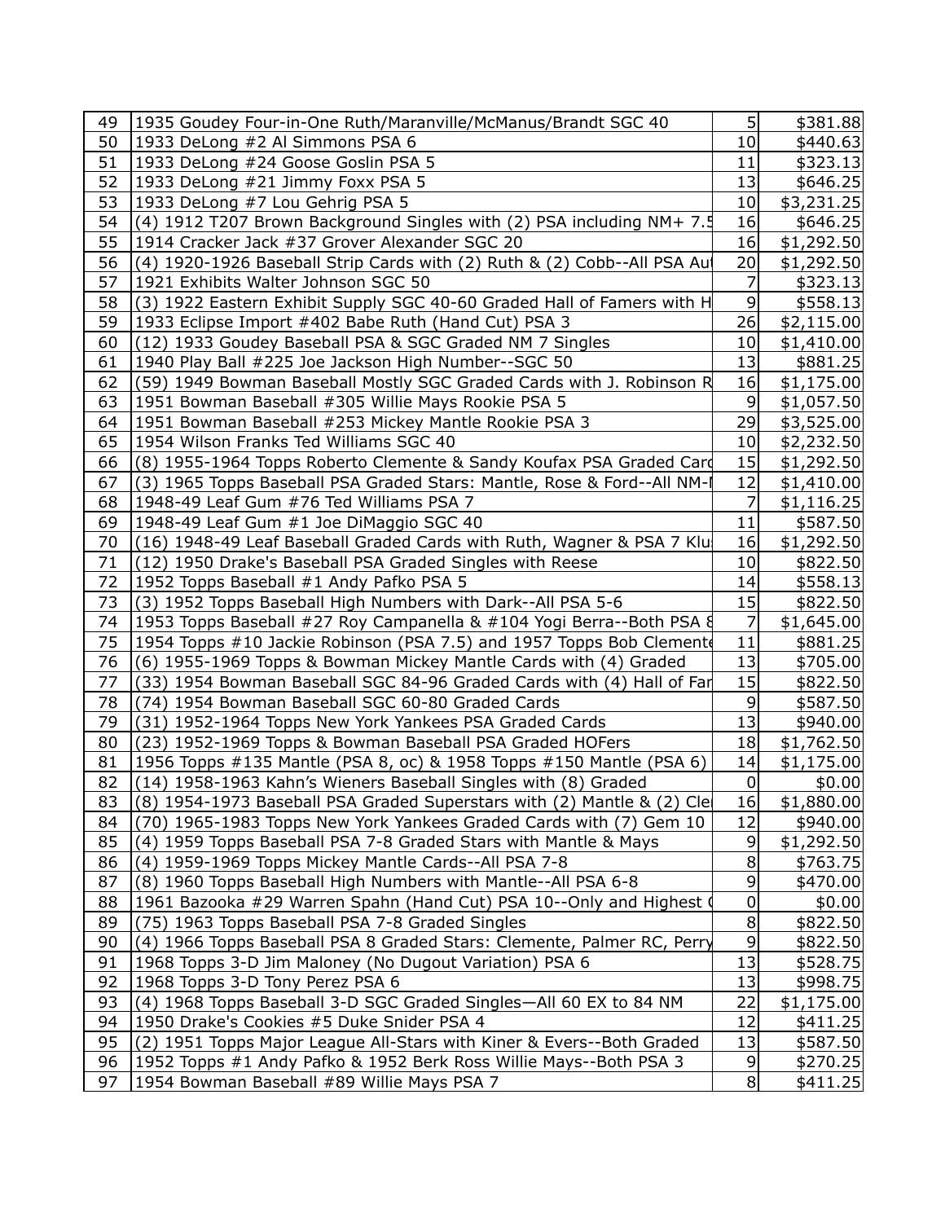| | | | |
|---|---|---|---|
| 49 | 1935 Goudey Four-in-One Ruth/Maranville/McManus/Brandt SGC 40 | 5 | $381.88 |
| 50 | 1933 DeLong #2 Al Simmons PSA 6 | 10 | $440.63 |
| 51 | 1933 DeLong #24 Goose Goslin PSA 5 | 11 | $323.13 |
| 52 | 1933 DeLong #21 Jimmy Foxx PSA 5 | 13 | $646.25 |
| 53 | 1933 DeLong #7 Lou Gehrig PSA 5 | 10 | $3,231.25 |
| 54 | (4) 1912 T207 Brown Background Singles with (2) PSA including NM+ 7.5 | 16 | $646.25 |
| 55 | 1914 Cracker Jack #37 Grover Alexander SGC 20 | 16 | $1,292.50 |
| 56 | (4) 1920-1926 Baseball Strip Cards with (2) Ruth & (2) Cobb--All PSA Aut | 20 | $1,292.50 |
| 57 | 1921 Exhibits Walter Johnson SGC 50 | 7 | $323.13 |
| 58 | (3) 1922 Eastern Exhibit Supply SGC 40-60 Graded Hall of Famers with H | 9 | $558.13 |
| 59 | 1933 Eclipse Import #402 Babe Ruth (Hand Cut) PSA 3 | 26 | $2,115.00 |
| 60 | (12) 1933 Goudey Baseball PSA & SGC Graded NM 7 Singles | 10 | $1,410.00 |
| 61 | 1940 Play Ball #225 Joe Jackson High Number--SGC 50 | 13 | $881.25 |
| 62 | (59) 1949 Bowman Baseball Mostly SGC Graded Cards with J. Robinson R | 16 | $1,175.00 |
| 63 | 1951 Bowman Baseball #305 Willie Mays Rookie PSA 5 | 9 | $1,057.50 |
| 64 | 1951 Bowman Baseball #253 Mickey Mantle Rookie PSA 3 | 29 | $3,525.00 |
| 65 | 1954 Wilson Franks Ted Williams SGC 40 | 10 | $2,232.50 |
| 66 | (8) 1955-1964 Topps Roberto Clemente & Sandy Koufax PSA Graded Card | 15 | $1,292.50 |
| 67 | (3) 1965 Topps Baseball PSA Graded Stars: Mantle, Rose & Ford--All NM-I | 12 | $1,410.00 |
| 68 | 1948-49 Leaf Gum #76 Ted Williams PSA 7 | 7 | $1,116.25 |
| 69 | 1948-49 Leaf Gum #1 Joe DiMaggio SGC 40 | 11 | $587.50 |
| 70 | (16) 1948-49 Leaf Baseball Graded Cards with Ruth, Wagner & PSA 7 Klu | 16 | $1,292.50 |
| 71 | (12) 1950 Drake's Baseball PSA Graded Singles with Reese | 10 | $822.50 |
| 72 | 1952 Topps Baseball #1 Andy Pafko PSA 5 | 14 | $558.13 |
| 73 | (3) 1952 Topps Baseball High Numbers with Dark--All PSA 5-6 | 15 | $822.50 |
| 74 | 1953 Topps Baseball #27 Roy Campanella & #104 Yogi Berra--Both PSA 8 | 7 | $1,645.00 |
| 75 | 1954 Topps #10 Jackie Robinson (PSA 7.5) and 1957 Topps Bob Clemente | 11 | $881.25 |
| 76 | (6) 1955-1969 Topps & Bowman Mickey Mantle Cards with (4) Graded | 13 | $705.00 |
| 77 | (33) 1954 Bowman Baseball SGC 84-96 Graded Cards with (4) Hall of Far | 15 | $822.50 |
| 78 | (74) 1954 Bowman Baseball SGC 60-80 Graded Cards | 9 | $587.50 |
| 79 | (31) 1952-1964 Topps New York Yankees PSA Graded Cards | 13 | $940.00 |
| 80 | (23) 1952-1969 Topps & Bowman Baseball PSA Graded HOFers | 18 | $1,762.50 |
| 81 | 1956 Topps #135 Mantle (PSA 8, oc) & 1958 Topps #150 Mantle (PSA 6) | 14 | $1,175.00 |
| 82 | (14) 1958-1963 Kahn's Wieners Baseball Singles with (8) Graded | 0 | $0.00 |
| 83 | (8) 1954-1973 Baseball PSA Graded Superstars with (2) Mantle & (2) Cle | 16 | $1,880.00 |
| 84 | (70) 1965-1983 Topps New York Yankees Graded Cards with (7) Gem 10 | 12 | $940.00 |
| 85 | (4) 1959 Topps Baseball PSA 7-8 Graded Stars with Mantle & Mays | 9 | $1,292.50 |
| 86 | (4) 1959-1969 Topps Mickey Mantle Cards--All PSA 7-8 | 8 | $763.75 |
| 87 | (8) 1960 Topps Baseball High Numbers with Mantle--All PSA 6-8 | 9 | $470.00 |
| 88 | 1961 Bazooka #29 Warren Spahn (Hand Cut) PSA 10--Only and Highest ( | 0 | $0.00 |
| 89 | (75) 1963 Topps Baseball PSA 7-8 Graded Singles | 8 | $822.50 |
| 90 | (4) 1966 Topps Baseball PSA 8 Graded Stars: Clemente, Palmer RC, Perry | 9 | $822.50 |
| 91 | 1968 Topps 3-D Jim Maloney (No Dugout Variation) PSA 6 | 13 | $528.75 |
| 92 | 1968 Topps 3-D Tony Perez PSA 6 | 13 | $998.75 |
| 93 | (4) 1968 Topps Baseball 3-D SGC Graded Singles—All 60 EX to 84 NM | 22 | $1,175.00 |
| 94 | 1950 Drake's Cookies #5 Duke Snider PSA 4 | 12 | $411.25 |
| 95 | (2) 1951 Topps Major League All-Stars with Kiner & Evers--Both Graded | 13 | $587.50 |
| 96 | 1952 Topps #1 Andy Pafko & 1952 Berk Ross Willie Mays--Both PSA 3 | 9 | $270.25 |
| 97 | 1954 Bowman Baseball #89 Willie Mays PSA 7 | 8 | $411.25 |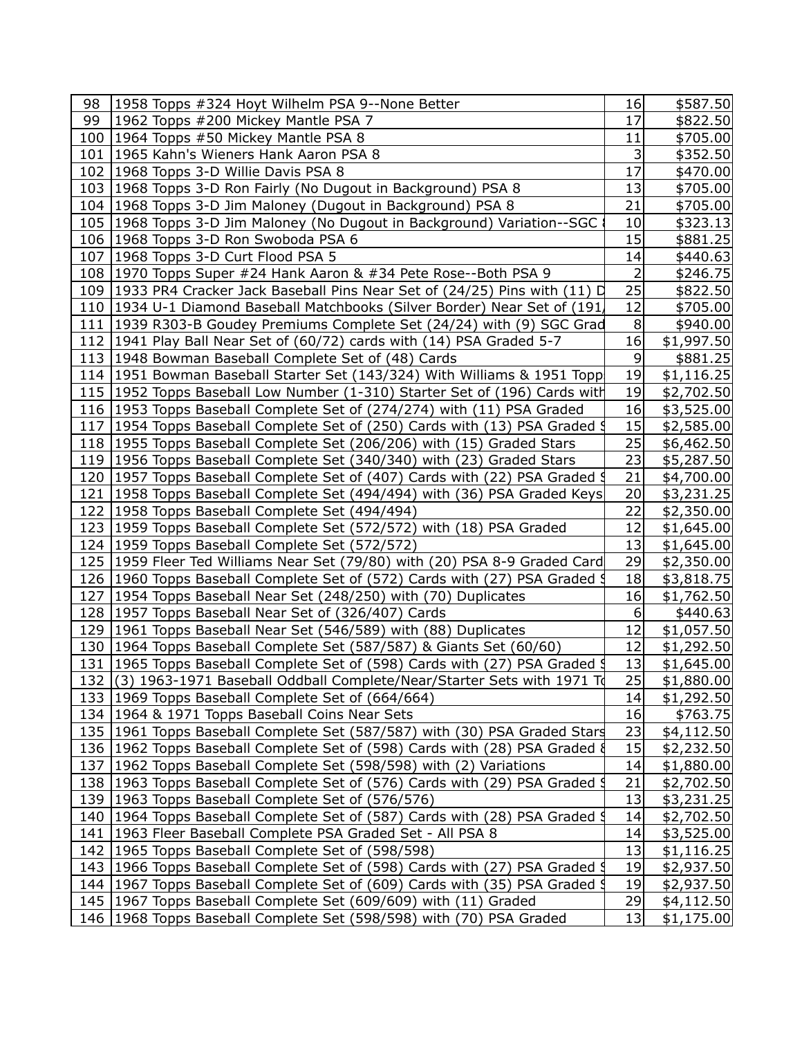| | | | |
|---|---|---|---|
| 98 | 1958 Topps #324 Hoyt Wilhelm PSA 9--None Better | 16 | $587.50 |
| 99 | 1962 Topps #200 Mickey Mantle PSA 7 | 17 | $822.50 |
| 100 | 1964 Topps #50 Mickey Mantle PSA 8 | 11 | $705.00 |
| 101 | 1965 Kahn's Wieners Hank Aaron PSA 8 | 3 | $352.50 |
| 102 | 1968 Topps 3-D Willie Davis PSA 8 | 17 | $470.00 |
| 103 | 1968 Topps 3-D Ron Fairly (No Dugout in Background) PSA 8 | 13 | $705.00 |
| 104 | 1968 Topps 3-D Jim Maloney (Dugout in Background) PSA 8 | 21 | $705.00 |
| 105 | 1968 Topps 3-D Jim Maloney (No Dugout in Background) Variation--SGC | 10 | $323.13 |
| 106 | 1968 Topps 3-D Ron Swoboda PSA 6 | 15 | $881.25 |
| 107 | 1968 Topps 3-D Curt Flood PSA 5 | 14 | $440.63 |
| 108 | 1970 Topps Super #24 Hank Aaron & #34 Pete Rose--Both PSA 9 | 2 | $246.75 |
| 109 | 1933 PR4 Cracker Jack Baseball Pins Near Set of (24/25) Pins with (11) D | 25 | $822.50 |
| 110 | 1934 U-1 Diamond Baseball Matchbooks (Silver Border) Near Set of (191/ | 12 | $705.00 |
| 111 | 1939 R303-B Goudey Premiums Complete Set (24/24) with (9) SGC Grad | 8 | $940.00 |
| 112 | 1941 Play Ball Near Set of (60/72) cards with (14) PSA Graded 5-7 | 16 | $1,997.50 |
| 113 | 1948 Bowman Baseball Complete Set of (48) Cards | 9 | $881.25 |
| 114 | 1951 Bowman Baseball Starter Set (143/324) With Williams & 1951 Topp | 19 | $1,116.25 |
| 115 | 1952 Topps Baseball Low Number (1-310) Starter Set of (196) Cards with | 19 | $2,702.50 |
| 116 | 1953 Topps Baseball Complete Set of (274/274) with (11) PSA Graded | 16 | $3,525.00 |
| 117 | 1954 Topps Baseball Complete Set of (250) Cards with (13) PSA Graded S | 15 | $2,585.00 |
| 118 | 1955 Topps Baseball Complete Set (206/206) with (15) Graded Stars | 25 | $6,462.50 |
| 119 | 1956 Topps Baseball Complete Set (340/340) with (23) Graded Stars | 23 | $5,287.50 |
| 120 | 1957 Topps Baseball Complete Set of (407) Cards with (22) PSA Graded S | 21 | $4,700.00 |
| 121 | 1958 Topps Baseball Complete Set (494/494) with (36) PSA Graded Keys | 20 | $3,231.25 |
| 122 | 1958 Topps Baseball Complete Set (494/494) | 22 | $2,350.00 |
| 123 | 1959 Topps Baseball Complete Set (572/572) with (18) PSA Graded | 12 | $1,645.00 |
| 124 | 1959 Topps Baseball Complete Set (572/572) | 13 | $1,645.00 |
| 125 | 1959 Fleer Ted Williams Near Set (79/80) with (20) PSA 8-9 Graded Card | 29 | $2,350.00 |
| 126 | 1960 Topps Baseball Complete Set of (572) Cards with (27) PSA Graded S | 18 | $3,818.75 |
| 127 | 1954 Topps Baseball Near Set (248/250) with (70) Duplicates | 16 | $1,762.50 |
| 128 | 1957 Topps Baseball Near Set of (326/407) Cards | 6 | $440.63 |
| 129 | 1961 Topps Baseball Near Set (546/589) with (88) Duplicates | 12 | $1,057.50 |
| 130 | 1964 Topps Baseball Complete Set (587/587) & Giants Set (60/60) | 12 | $1,292.50 |
| 131 | 1965 Topps Baseball Complete Set of (598) Cards with (27) PSA Graded S | 13 | $1,645.00 |
| 132 | (3) 1963-1971 Baseball Oddball Complete/Near/Starter Sets with 1971 To | 25 | $1,880.00 |
| 133 | 1969 Topps Baseball Complete Set of (664/664) | 14 | $1,292.50 |
| 134 | 1964 & 1971 Topps Baseball Coins Near Sets | 16 | $763.75 |
| 135 | 1961 Topps Baseball Complete Set (587/587) with (30) PSA Graded Stars | 23 | $4,112.50 |
| 136 | 1962 Topps Baseball Complete Set of (598) Cards with (28) PSA Graded & | 15 | $2,232.50 |
| 137 | 1962 Topps Baseball Complete Set (598/598) with (2) Variations | 14 | $1,880.00 |
| 138 | 1963 Topps Baseball Complete Set of (576) Cards with (29) PSA Graded S | 21 | $2,702.50 |
| 139 | 1963 Topps Baseball Complete Set of (576/576) | 13 | $3,231.25 |
| 140 | 1964 Topps Baseball Complete Set of (587) Cards with (28) PSA Graded S | 14 | $2,702.50 |
| 141 | 1963 Fleer Baseball Complete PSA Graded Set - All PSA 8 | 14 | $3,525.00 |
| 142 | 1965 Topps Baseball Complete Set of (598/598) | 13 | $1,116.25 |
| 143 | 1966 Topps Baseball Complete Set of (598) Cards with (27) PSA Graded S | 19 | $2,937.50 |
| 144 | 1967 Topps Baseball Complete Set of (609) Cards with (35) PSA Graded S | 19 | $2,937.50 |
| 145 | 1967 Topps Baseball Complete Set (609/609) with (11) Graded | 29 | $4,112.50 |
| 146 | 1968 Topps Baseball Complete Set (598/598) with (70) PSA Graded | 13 | $1,175.00 |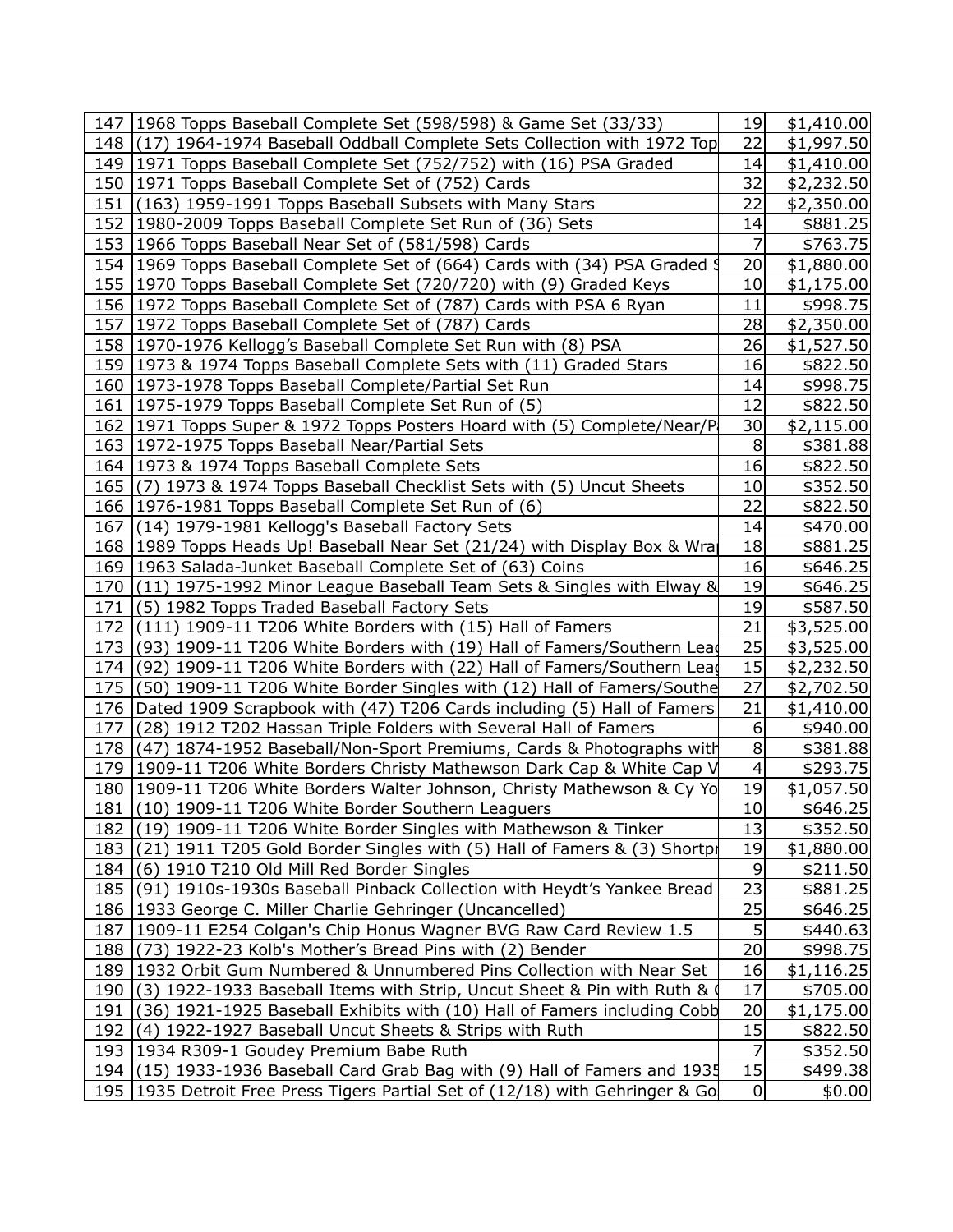| | | | |
|---|---|---|---|
| 147 | 1968 Topps Baseball Complete Set (598/598) & Game Set (33/33) | 19 | $1,410.00 |
| 148 | (17) 1964-1974 Baseball Oddball Complete Sets Collection with 1972 Top | 22 | $1,997.50 |
| 149 | 1971 Topps Baseball Complete Set (752/752) with (16) PSA Graded | 14 | $1,410.00 |
| 150 | 1971 Topps Baseball Complete Set of (752) Cards | 32 | $2,232.50 |
| 151 | (163) 1959-1991 Topps Baseball Subsets with Many Stars | 22 | $2,350.00 |
| 152 | 1980-2009 Topps Baseball Complete Set Run of (36) Sets | 14 | $881.25 |
| 153 | 1966 Topps Baseball Near Set of (581/598) Cards | 7 | $763.75 |
| 154 | 1969 Topps Baseball Complete Set of (664) Cards with (34) PSA Graded S | 20 | $1,880.00 |
| 155 | 1970 Topps Baseball Complete Set (720/720) with (9) Graded Keys | 10 | $1,175.00 |
| 156 | 1972 Topps Baseball Complete Set of (787) Cards with PSA 6 Ryan | 11 | $998.75 |
| 157 | 1972 Topps Baseball Complete Set of (787) Cards | 28 | $2,350.00 |
| 158 | 1970-1976 Kellogg's Baseball Complete Set Run with (8) PSA | 26 | $1,527.50 |
| 159 | 1973 & 1974 Topps Baseball Complete Sets with (11) Graded Stars | 16 | $822.50 |
| 160 | 1973-1978 Topps Baseball Complete/Partial Set Run | 14 | $998.75 |
| 161 | 1975-1979 Topps Baseball Complete Set Run of (5) | 12 | $822.50 |
| 162 | 1971 Topps Super & 1972 Topps Posters Hoard with (5) Complete/Near/P | 30 | $2,115.00 |
| 163 | 1972-1975 Topps Baseball Near/Partial Sets | 8 | $381.88 |
| 164 | 1973 & 1974 Topps Baseball Complete Sets | 16 | $822.50 |
| 165 | (7) 1973 & 1974 Topps Baseball Checklist Sets with (5) Uncut Sheets | 10 | $352.50 |
| 166 | 1976-1981 Topps Baseball Complete Set Run of (6) | 22 | $822.50 |
| 167 | (14) 1979-1981 Kellogg's Baseball Factory Sets | 14 | $470.00 |
| 168 | 1989 Topps Heads Up! Baseball Near Set (21/24) with Display Box & Wra | 18 | $881.25 |
| 169 | 1963 Salada-Junket Baseball Complete Set of (63) Coins | 16 | $646.25 |
| 170 | (11) 1975-1992 Minor League Baseball Team Sets & Singles with Elway & | 19 | $646.25 |
| 171 | (5) 1982 Topps Traded Baseball Factory Sets | 19 | $587.50 |
| 172 | (111) 1909-11 T206 White Borders with (15) Hall of Famers | 21 | $3,525.00 |
| 173 | (93) 1909-11 T206 White Borders with (19) Hall of Famers/Southern Lea | 25 | $3,525.00 |
| 174 | (92) 1909-11 T206 White Borders with (22) Hall of Famers/Southern Lea | 15 | $2,232.50 |
| 175 | (50) 1909-11 T206 White Border Singles with (12) Hall of Famers/Southe | 27 | $2,702.50 |
| 176 | Dated 1909 Scrapbook with (47) T206 Cards including (5) Hall of Famers | 21 | $1,410.00 |
| 177 | (28) 1912 T202 Hassan Triple Folders with Several Hall of Famers | 6 | $940.00 |
| 178 | (47) 1874-1952 Baseball/Non-Sport Premiums, Cards & Photographs with | 8 | $381.88 |
| 179 | 1909-11 T206 White Borders Christy Mathewson Dark Cap & White Cap V | 4 | $293.75 |
| 180 | 1909-11 T206 White Borders Walter Johnson, Christy Mathewson & Cy Yo | 19 | $1,057.50 |
| 181 | (10) 1909-11 T206 White Border Southern Leaguers | 10 | $646.25 |
| 182 | (19) 1909-11 T206 White Border Singles with Mathewson & Tinker | 13 | $352.50 |
| 183 | (21) 1911 T205 Gold Border Singles with (5) Hall of Famers & (3) Shortp | 19 | $1,880.00 |
| 184 | (6) 1910 T210 Old Mill Red Border Singles | 9 | $211.50 |
| 185 | (91) 1910s-1930s Baseball Pinback Collection with Heydt's Yankee Bread | 23 | $881.25 |
| 186 | 1933 George C. Miller Charlie Gehringer (Uncancelled) | 25 | $646.25 |
| 187 | 1909-11 E254 Colgan's Chip Honus Wagner BVG Raw Card Review 1.5 | 5 | $440.63 |
| 188 | (73) 1922-23 Kolb's Mother's Bread Pins with (2) Bender | 20 | $998.75 |
| 189 | 1932 Orbit Gum Numbered & Unnumbered Pins Collection with Near Set | 16 | $1,116.25 |
| 190 | (3) 1922-1933 Baseball Items with Strip, Uncut Sheet & Pin with Ruth & | 17 | $705.00 |
| 191 | (36) 1921-1925 Baseball Exhibits with (10) Hall of Famers including Cobb | 20 | $1,175.00 |
| 192 | (4) 1922-1927 Baseball Uncut Sheets & Strips with Ruth | 15 | $822.50 |
| 193 | 1934 R309-1 Goudey Premium Babe Ruth | 7 | $352.50 |
| 194 | (15) 1933-1936 Baseball Card Grab Bag with (9) Hall of Famers and 1935 | 15 | $499.38 |
| 195 | 1935 Detroit Free Press Tigers Partial Set of (12/18) with Gehringer & Go | 0 | $0.00 |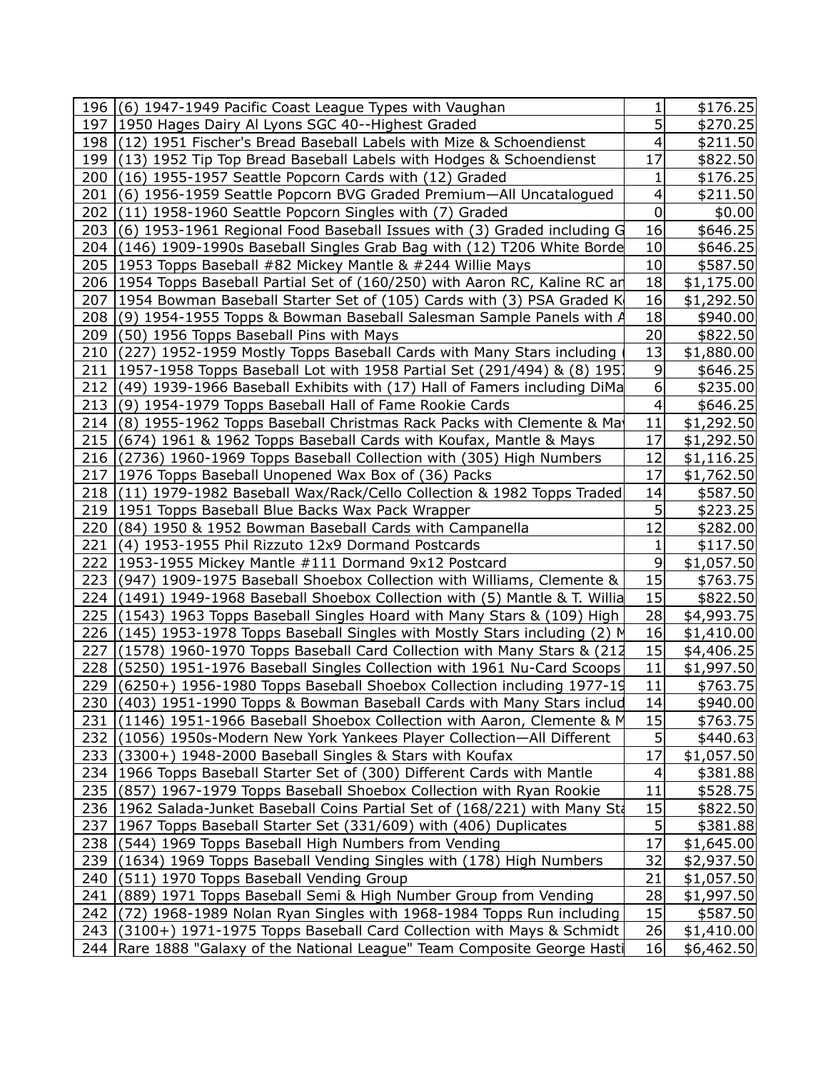| | | | |
|---|---|---|---|
| 196 | (6) 1947-1949 Pacific Coast League Types with Vaughan | 1 | $176.25 |
| 197 | 1950 Hages Dairy Al Lyons SGC 40--Highest Graded | 5 | $270.25 |
| 198 | (12) 1951 Fischer's Bread Baseball Labels with Mize & Schoendienst | 4 | $211.50 |
| 199 | (13) 1952 Tip Top Bread Baseball Labels with Hodges & Schoendienst | 17 | $822.50 |
| 200 | (16) 1955-1957 Seattle Popcorn Cards with (12) Graded | 1 | $176.25 |
| 201 | (6) 1956-1959 Seattle Popcorn BVG Graded Premium—All Uncatalogued | 4 | $211.50 |
| 202 | (11) 1958-1960 Seattle Popcorn Singles with (7) Graded | 0 | $0.00 |
| 203 | (6) 1953-1961 Regional Food Baseball Issues with (3) Graded including G | 16 | $646.25 |
| 204 | (146) 1909-1990s Baseball Singles Grab Bag with (12) T206 White Borde | 10 | $646.25 |
| 205 | 1953 Topps Baseball #82 Mickey Mantle & #244 Willie Mays | 10 | $587.50 |
| 206 | 1954 Topps Baseball Partial Set of (160/250) with Aaron RC, Kaline RC ar | 18 | $1,175.00 |
| 207 | 1954 Bowman Baseball Starter Set of (105) Cards with (3) PSA Graded K | 16 | $1,292.50 |
| 208 | (9) 1954-1955 Topps & Bowman Baseball Salesman Sample Panels with A | 18 | $940.00 |
| 209 | (50) 1956 Topps Baseball Pins with Mays | 20 | $822.50 |
| 210 | (227) 1952-1959 Mostly Topps Baseball Cards with Many Stars including ( | 13 | $1,880.00 |
| 211 | 1957-1958 Topps Baseball Lot with 1958 Partial Set (291/494) & (8) 1957 | 9 | $646.25 |
| 212 | (49) 1939-1966 Baseball Exhibits with (17) Hall of Famers including DiMa | 6 | $235.00 |
| 213 | (9) 1954-1979 Topps Baseball Hall of Fame Rookie Cards | 4 | $646.25 |
| 214 | (8) 1955-1962 Topps Baseball Christmas Rack Packs with Clemente & Ma | 11 | $1,292.50 |
| 215 | (674) 1961 & 1962 Topps Baseball Cards with Koufax, Mantle & Mays | 17 | $1,292.50 |
| 216 | (2736) 1960-1969 Topps Baseball Collection with (305) High Numbers | 12 | $1,116.25 |
| 217 | 1976 Topps Baseball Unopened Wax Box of (36) Packs | 17 | $1,762.50 |
| 218 | (11) 1979-1982 Baseball Wax/Rack/Cello Collection & 1982 Topps Traded | 14 | $587.50 |
| 219 | 1951 Topps Baseball Blue Backs Wax Pack Wrapper | 5 | $223.25 |
| 220 | (84) 1950 & 1952 Bowman Baseball Cards with Campanella | 12 | $282.00 |
| 221 | (4) 1953-1955 Phil Rizzuto 12x9 Dormand Postcards | 1 | $117.50 |
| 222 | 1953-1955 Mickey Mantle #111 Dormand 9x12 Postcard | 9 | $1,057.50 |
| 223 | (947) 1909-1975 Baseball Shoebox Collection with Williams, Clemente & | 15 | $763.75 |
| 224 | (1491) 1949-1968 Baseball Shoebox Collection with (5) Mantle & T. Willia | 15 | $822.50 |
| 225 | (1543) 1963 Topps Baseball Singles Hoard with Many Stars & (109) High | 28 | $4,993.75 |
| 226 | (145) 1953-1978 Topps Baseball Singles with Mostly Stars including (2) M | 16 | $1,410.00 |
| 227 | (1578) 1960-1970 Topps Baseball Card Collection with Many Stars & (212 | 15 | $4,406.25 |
| 228 | (5250) 1951-1976 Baseball Singles Collection with 1961 Nu-Card Scoops | 11 | $1,997.50 |
| 229 | (6250+) 1956-1980 Topps Baseball Shoebox Collection including 1977-19 | 11 | $763.75 |
| 230 | (403) 1951-1990 Topps & Bowman Baseball Cards with Many Stars includ | 14 | $940.00 |
| 231 | (1146) 1951-1966 Baseball Shoebox Collection with Aaron, Clemente & M | 15 | $763.75 |
| 232 | (1056) 1950s-Modern New York Yankees Player Collection—All Different | 5 | $440.63 |
| 233 | (3300+) 1948-2000 Baseball Singles & Stars with Koufax | 17 | $1,057.50 |
| 234 | 1966 Topps Baseball Starter Set of (300) Different Cards with Mantle | 4 | $381.88 |
| 235 | (857) 1967-1979 Topps Baseball Shoebox Collection with Ryan Rookie | 11 | $528.75 |
| 236 | 1962 Salada-Junket Baseball Coins Partial Set of (168/221) with Many Sta | 15 | $822.50 |
| 237 | 1967 Topps Baseball Starter Set (331/609) with (406) Duplicates | 5 | $381.88 |
| 238 | (544) 1969 Topps Baseball High Numbers from Vending | 17 | $1,645.00 |
| 239 | (1634) 1969 Topps Baseball Vending Singles with (178) High Numbers | 32 | $2,937.50 |
| 240 | (511) 1970 Topps Baseball Vending Group | 21 | $1,057.50 |
| 241 | (889) 1971 Topps Baseball Semi & High Number Group from Vending | 28 | $1,997.50 |
| 242 | (72) 1968-1989 Nolan Ryan Singles with 1968-1984 Topps Run including | 15 | $587.50 |
| 243 | (3100+) 1971-1975 Topps Baseball Card Collection with Mays & Schmidt | 26 | $1,410.00 |
| 244 | Rare 1888 "Galaxy of the National League" Team Composite George Hasti | 16 | $6,462.50 |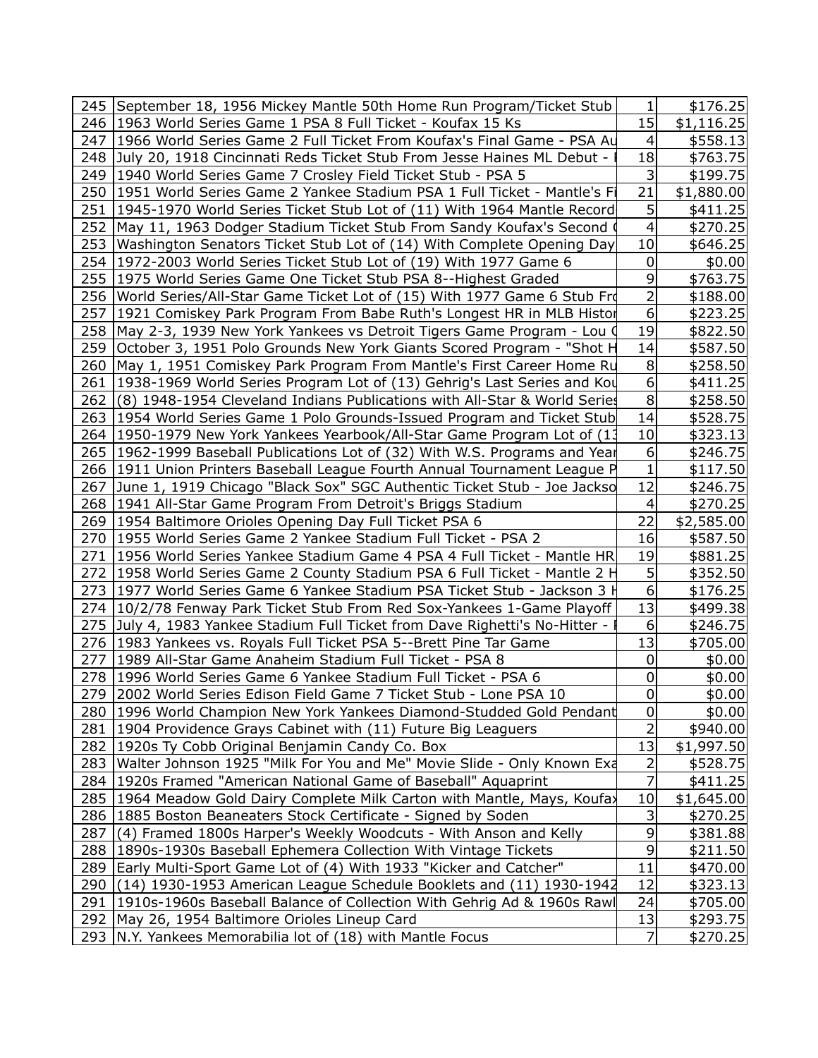| 245 | September 18, 1956 Mickey Mantle 50th Home Run Program/Ticket Stub | 1 | $176.25 |
|---|---|---|---|
| 246 | 1963 World Series Game 1 PSA 8 Full Ticket - Koufax 15 Ks | 15 | $1,116.25 |
| 247 | 1966 World Series Game 2 Full Ticket From Koufax's Final Game - PSA Au | 4 | $558.13 |
| 248 | July 20, 1918 Cincinnati Reds Ticket Stub From Jesse Haines ML Debut - | 18 | $763.75 |
| 249 | 1940 World Series Game 7 Crosley Field Ticket Stub - PSA 5 | 3 | $199.75 |
| 250 | 1951 World Series Game 2 Yankee Stadium PSA 1 Full Ticket - Mantle's Fi | 21 | $1,880.00 |
| 251 | 1945-1970 World Series Ticket Stub Lot of (11) With 1964 Mantle Record | 5 | $411.25 |
| 252 | May 11, 1963 Dodger Stadium Ticket Stub From Sandy Koufax's Second | 4 | $270.25 |
| 253 | Washington Senators Ticket Stub Lot of (14) With Complete Opening Day | 10 | $646.25 |
| 254 | 1972-2003 World Series Ticket Stub Lot of (19) With 1977 Game 6 | 0 | $0.00 |
| 255 | 1975 World Series Game One Ticket Stub PSA 8--Highest Graded | 9 | $763.75 |
| 256 | World Series/All-Star Game Ticket Lot of (15) With 1977 Game 6 Stub Fro | 2 | $188.00 |
| 257 | 1921 Comiskey Park Program From Babe Ruth's Longest HR in MLB Histor | 6 | $223.25 |
| 258 | May 2-3, 1939 New York Yankees vs Detroit Tigers Game Program - Lou G | 19 | $822.50 |
| 259 | October 3, 1951 Polo Grounds New York Giants Scored Program - "Shot H | 14 | $587.50 |
| 260 | May 1, 1951 Comiskey Park Program From Mantle's First Career Home Ru | 8 | $258.50 |
| 261 | 1938-1969 World Series Program Lot of (13) Gehrig's Last Series and Kou | 6 | $411.25 |
| 262 | (8) 1948-1954 Cleveland Indians Publications with All-Star & World Series | 8 | $258.50 |
| 263 | 1954 World Series Game 1 Polo Grounds-Issued Program and Ticket Stub | 14 | $528.75 |
| 264 | 1950-1979 New York Yankees Yearbook/All-Star Game Program Lot of (13 | 10 | $323.13 |
| 265 | 1962-1999 Baseball Publications Lot of (32) With W.S. Programs and Year | 6 | $246.75 |
| 266 | 1911 Union Printers Baseball League Fourth Annual Tournament League P | 1 | $117.50 |
| 267 | June 1, 1919 Chicago "Black Sox" SGC Authentic Ticket Stub - Joe Jackso | 12 | $246.75 |
| 268 | 1941 All-Star Game Program From Detroit's Briggs Stadium | 4 | $270.25 |
| 269 | 1954 Baltimore Orioles Opening Day Full Ticket PSA 6 | 22 | $2,585.00 |
| 270 | 1955 World Series Game 2 Yankee Stadium Full Ticket - PSA 2 | 16 | $587.50 |
| 271 | 1956 World Series Yankee Stadium Game 4 PSA 4 Full Ticket - Mantle HR | 19 | $881.25 |
| 272 | 1958 World Series Game 2 County Stadium PSA 6 Full Ticket - Mantle 2 H | 5 | $352.50 |
| 273 | 1977 World Series Game 6 Yankee Stadium PSA Ticket Stub - Jackson 3 H | 6 | $176.25 |
| 274 | 10/2/78 Fenway Park Ticket Stub From Red Sox-Yankees 1-Game Playoff | 13 | $499.38 |
| 275 | July 4, 1983 Yankee Stadium Full Ticket from Dave Righetti's No-Hitter - | 6 | $246.75 |
| 276 | 1983 Yankees vs. Royals Full Ticket PSA 5--Brett Pine Tar Game | 13 | $705.00 |
| 277 | 1989 All-Star Game Anaheim Stadium Full Ticket - PSA 8 | 0 | $0.00 |
| 278 | 1996 World Series Game 6 Yankee Stadium Full Ticket - PSA 6 | 0 | $0.00 |
| 279 | 2002 World Series Edison Field Game 7 Ticket Stub - Lone PSA 10 | 0 | $0.00 |
| 280 | 1996 World Champion New York Yankees Diamond-Studded Gold Pendant | 0 | $0.00 |
| 281 | 1904 Providence Grays Cabinet with (11) Future Big Leaguers | 2 | $940.00 |
| 282 | 1920s Ty Cobb Original Benjamin Candy Co. Box | 13 | $1,997.50 |
| 283 | Walter Johnson 1925 "Milk For You and Me" Movie Slide - Only Known Exa | 2 | $528.75 |
| 284 | 1920s Framed "American National Game of Baseball" Aquaprint | 7 | $411.25 |
| 285 | 1964 Meadow Gold Dairy Complete Milk Carton with Mantle, Mays, Koufax | 10 | $1,645.00 |
| 286 | 1885 Boston Beaneaters Stock Certificate - Signed by Soden | 3 | $270.25 |
| 287 | (4) Framed 1800s Harper's Weekly Woodcuts - With Anson and Kelly | 9 | $381.88 |
| 288 | 1890s-1930s Baseball Ephemera Collection With Vintage Tickets | 9 | $211.50 |
| 289 | Early Multi-Sport Game Lot of (4) With 1933 "Kicker and Catcher" | 11 | $470.00 |
| 290 | (14) 1930-1953 American League Schedule Booklets and (11) 1930-1942 | 12 | $323.13 |
| 291 | 1910s-1960s Baseball Balance of Collection With Gehrig Ad & 1960s Rawl | 24 | $705.00 |
| 292 | May 26, 1954 Baltimore Orioles Lineup Card | 13 | $293.75 |
| 293 | N.Y. Yankees Memorabilia lot of (18) with Mantle Focus | 7 | $270.25 |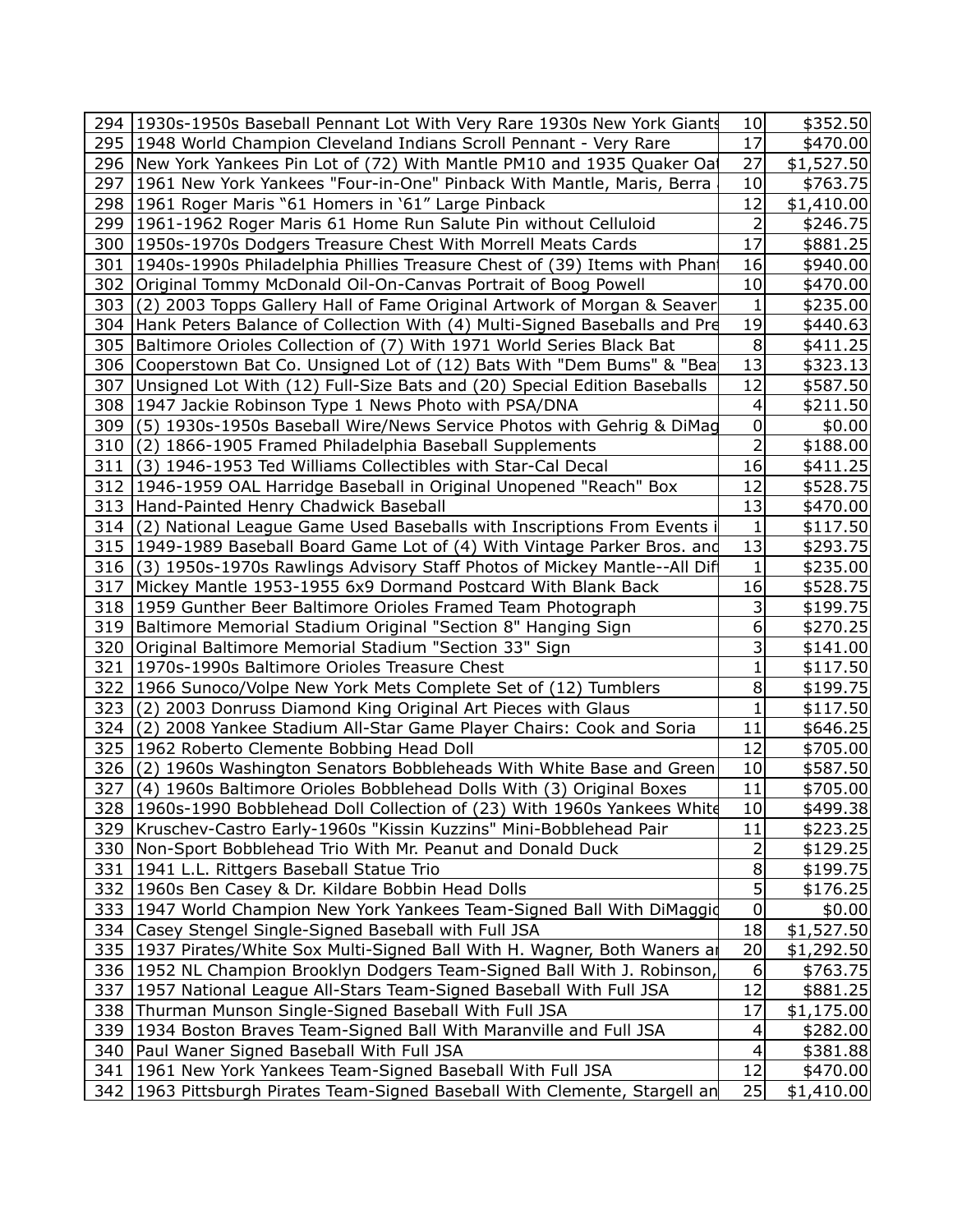| | | | |
|---|---|---|---|
| 294 | 1930s-1950s Baseball Pennant Lot With Very Rare 1930s New York Giants | 10 | $352.50 |
| 295 | 1948 World Champion Cleveland Indians Scroll Pennant - Very Rare | 17 | $470.00 |
| 296 | New York Yankees Pin Lot of (72) With Mantle PM10 and 1935 Quaker Oat | 27 | $1,527.50 |
| 297 | 1961 New York Yankees "Four-in-One" Pinback With Mantle, Maris, Berra | 10 | $763.75 |
| 298 | 1961 Roger Maris "61 Homers in '61" Large Pinback | 12 | $1,410.00 |
| 299 | 1961-1962 Roger Maris 61 Home Run Salute Pin without Celluloid | 2 | $246.75 |
| 300 | 1950s-1970s Dodgers Treasure Chest With Morrell Meats Cards | 17 | $881.25 |
| 301 | 1940s-1990s Philadelphia Phillies Treasure Chest of (39) Items with Phan | 16 | $940.00 |
| 302 | Original Tommy McDonald Oil-On-Canvas Portrait of Boog Powell | 10 | $470.00 |
| 303 | (2) 2003 Topps Gallery Hall of Fame Original Artwork of Morgan & Seaver | 1 | $235.00 |
| 304 | Hank Peters Balance of Collection With (4) Multi-Signed Baseballs and Pre | 19 | $440.63 |
| 305 | Baltimore Orioles Collection of (7) With 1971 World Series Black Bat | 8 | $411.25 |
| 306 | Cooperstown Bat Co. Unsigned Lot of (12) Bats With "Dem Bums" & "Bea | 13 | $323.13 |
| 307 | Unsigned Lot With (12) Full-Size Bats and (20) Special Edition Baseballs | 12 | $587.50 |
| 308 | 1947 Jackie Robinson Type 1 News Photo with PSA/DNA | 4 | $211.50 |
| 309 | (5) 1930s-1950s Baseball Wire/News Service Photos with Gehrig & DiMag | 0 | $0.00 |
| 310 | (2) 1866-1905 Framed Philadelphia Baseball Supplements | 2 | $188.00 |
| 311 | (3) 1946-1953 Ted Williams Collectibles with Star-Cal Decal | 16 | $411.25 |
| 312 | 1946-1959 OAL Harridge Baseball in Original Unopened "Reach" Box | 12 | $528.75 |
| 313 | Hand-Painted Henry Chadwick Baseball | 13 | $470.00 |
| 314 | (2) National League Game Used Baseballs with Inscriptions From Events i | 1 | $117.50 |
| 315 | 1949-1989 Baseball Board Game Lot of (4) With Vintage Parker Bros. and | 13 | $293.75 |
| 316 | (3) 1950s-1970s Rawlings Advisory Staff Photos of Mickey Mantle--All Dif | 1 | $235.00 |
| 317 | Mickey Mantle 1953-1955 6x9 Dormand Postcard With Blank Back | 16 | $528.75 |
| 318 | 1959 Gunther Beer Baltimore Orioles Framed Team Photograph | 3 | $199.75 |
| 319 | Baltimore Memorial Stadium Original "Section 8" Hanging Sign | 6 | $270.25 |
| 320 | Original Baltimore Memorial Stadium "Section 33" Sign | 3 | $141.00 |
| 321 | 1970s-1990s Baltimore Orioles Treasure Chest | 1 | $117.50 |
| 322 | 1966 Sunoco/Volpe New York Mets Complete Set of (12) Tumblers | 8 | $199.75 |
| 323 | (2) 2003 Donruss Diamond King Original Art Pieces with Glaus | 1 | $117.50 |
| 324 | (2) 2008 Yankee Stadium All-Star Game Player Chairs: Cook and Soria | 11 | $646.25 |
| 325 | 1962 Roberto Clemente Bobbing Head Doll | 12 | $705.00 |
| 326 | (2) 1960s Washington Senators Bobbleheads With White Base and Green | 10 | $587.50 |
| 327 | (4) 1960s Baltimore Orioles Bobblehead Dolls With (3) Original Boxes | 11 | $705.00 |
| 328 | 1960s-1990 Bobblehead Doll Collection of (23) With 1960s Yankees White | 10 | $499.38 |
| 329 | Kruschev-Castro Early-1960s "Kissin Kuzzins" Mini-Bobblehead Pair | 11 | $223.25 |
| 330 | Non-Sport Bobblehead Trio With Mr. Peanut and Donald Duck | 2 | $129.25 |
| 331 | 1941 L.L. Rittgers Baseball Statue Trio | 8 | $199.75 |
| 332 | 1960s Ben Casey & Dr. Kildare Bobbin Head Dolls | 5 | $176.25 |
| 333 | 1947 World Champion New York Yankees Team-Signed Ball With DiMaggio | 0 | $0.00 |
| 334 | Casey Stengel Single-Signed Baseball with Full JSA | 18 | $1,527.50 |
| 335 | 1937 Pirates/White Sox Multi-Signed Ball With H. Wagner, Both Waners ar | 20 | $1,292.50 |
| 336 | 1952 NL Champion Brooklyn Dodgers Team-Signed Ball With J. Robinson, | 6 | $763.75 |
| 337 | 1957 National League All-Stars Team-Signed Baseball With Full JSA | 12 | $881.25 |
| 338 | Thurman Munson Single-Signed Baseball With Full JSA | 17 | $1,175.00 |
| 339 | 1934 Boston Braves Team-Signed Ball With Maranville and Full JSA | 4 | $282.00 |
| 340 | Paul Waner Signed Baseball With Full JSA | 4 | $381.88 |
| 341 | 1961 New York Yankees Team-Signed Baseball With Full JSA | 12 | $470.00 |
| 342 | 1963 Pittsburgh Pirates Team-Signed Baseball With Clemente, Stargell an | 25 | $1,410.00 |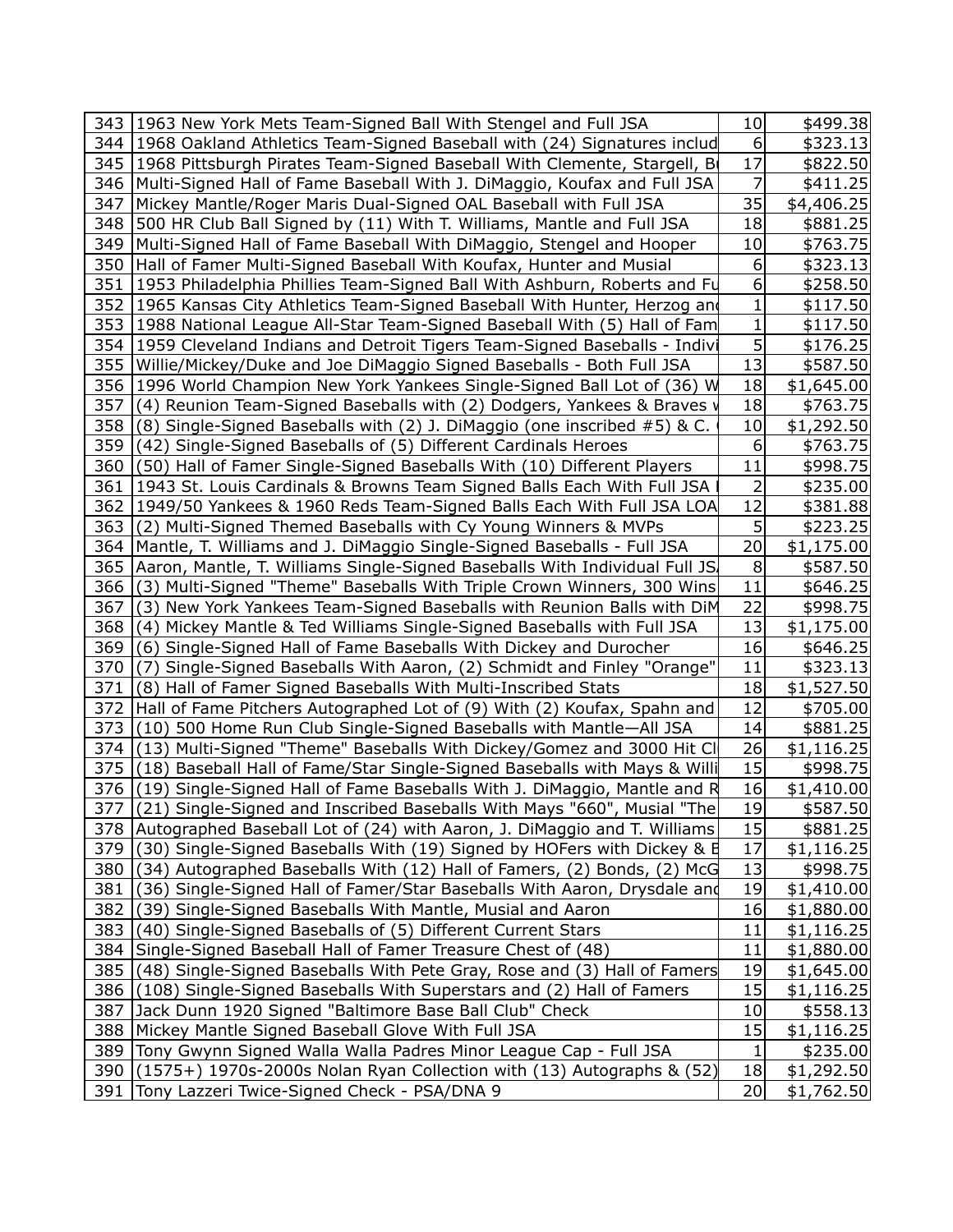| | | | |
|---|---|---|---|
| 343 | 1963 New York Mets Team-Signed Ball With Stengel and Full JSA | 10 | $499.38 |
| 344 | 1968 Oakland Athletics Team-Signed Baseball with (24) Signatures includ | 6 | $323.13 |
| 345 | 1968 Pittsburgh Pirates Team-Signed Baseball With Clemente, Stargell, B | 17 | $822.50 |
| 346 | Multi-Signed Hall of Fame Baseball With J. DiMaggio, Koufax and Full JSA | 7 | $411.25 |
| 347 | Mickey Mantle/Roger Maris Dual-Signed OAL Baseball with Full JSA | 35 | $4,406.25 |
| 348 | 500 HR Club Ball Signed by (11) With T. Williams, Mantle and Full JSA | 18 | $881.25 |
| 349 | Multi-Signed Hall of Fame Baseball With DiMaggio, Stengel and Hooper | 10 | $763.75 |
| 350 | Hall of Famer Multi-Signed Baseball With Koufax, Hunter and Musial | 6 | $323.13 |
| 351 | 1953 Philadelphia Phillies Team-Signed Ball With Ashburn, Roberts and Fu | 6 | $258.50 |
| 352 | 1965 Kansas City Athletics Team-Signed Baseball With Hunter, Herzog and | 1 | $117.50 |
| 353 | 1988 National League All-Star Team-Signed Baseball With (5) Hall of Fam | 1 | $117.50 |
| 354 | 1959 Cleveland Indians and Detroit Tigers Team-Signed Baseballs - Indivi | 5 | $176.25 |
| 355 | Willie/Mickey/Duke and Joe DiMaggio Signed Baseballs - Both Full JSA | 13 | $587.50 |
| 356 | 1996 World Champion New York Yankees Single-Signed Ball Lot of (36) W | 18 | $1,645.00 |
| 357 | (4) Reunion Team-Signed Baseballs with (2) Dodgers, Yankees & Braves w | 18 | $763.75 |
| 358 | (8) Single-Signed Baseballs with (2) J. DiMaggio (one inscribed #5) & C. | 10 | $1,292.50 |
| 359 | (42) Single-Signed Baseballs of (5) Different Cardinals Heroes | 6 | $763.75 |
| 360 | (50) Hall of Famer Single-Signed Baseballs With (10) Different Players | 11 | $998.75 |
| 361 | 1943 St. Louis Cardinals & Browns Team Signed Balls Each With Full JSA | 2 | $235.00 |
| 362 | 1949/50 Yankees & 1960 Reds Team-Signed Balls Each With Full JSA LOA | 12 | $381.88 |
| 363 | (2) Multi-Signed Themed Baseballs with Cy Young Winners & MVPs | 5 | $223.25 |
| 364 | Mantle, T. Williams and J. DiMaggio Single-Signed Baseballs - Full JSA | 20 | $1,175.00 |
| 365 | Aaron, Mantle, T. Williams Single-Signed Baseballs With Individual Full JS | 8 | $587.50 |
| 366 | (3) Multi-Signed "Theme" Baseballs With Triple Crown Winners, 300 Wins | 11 | $646.25 |
| 367 | (3) New York Yankees Team-Signed Baseballs with Reunion Balls with DiM | 22 | $998.75 |
| 368 | (4) Mickey Mantle & Ted Williams Single-Signed Baseballs with Full JSA | 13 | $1,175.00 |
| 369 | (6) Single-Signed Hall of Fame Baseballs With Dickey and Durocher | 16 | $646.25 |
| 370 | (7) Single-Signed Baseballs With Aaron, (2) Schmidt and Finley "Orange" | 11 | $323.13 |
| 371 | (8) Hall of Famer Signed Baseballs With Multi-Inscribed Stats | 18 | $1,527.50 |
| 372 | Hall of Fame Pitchers Autographed Lot of (9) With (2) Koufax, Spahn and | 12 | $705.00 |
| 373 | (10) 500 Home Run Club Single-Signed Baseballs with Mantle—All JSA | 14 | $881.25 |
| 374 | (13) Multi-Signed "Theme" Baseballs With Dickey/Gomez and 3000 Hit Cl | 26 | $1,116.25 |
| 375 | (18) Baseball Hall of Fame/Star Single-Signed Baseballs with Mays & Willi | 15 | $998.75 |
| 376 | (19) Single-Signed Hall of Fame Baseballs With J. DiMaggio, Mantle and R | 16 | $1,410.00 |
| 377 | (21) Single-Signed and Inscribed Baseballs With Mays "660", Musial "The | 19 | $587.50 |
| 378 | Autographed Baseball Lot of (24) with Aaron, J. DiMaggio and T. Williams | 15 | $881.25 |
| 379 | (30) Single-Signed Baseballs With (19) Signed by HOFers with Dickey & E | 17 | $1,116.25 |
| 380 | (34) Autographed Baseballs With (12) Hall of Famers, (2) Bonds, (2) McG | 13 | $998.75 |
| 381 | (36) Single-Signed Hall of Famer/Star Baseballs With Aaron, Drysdale and | 19 | $1,410.00 |
| 382 | (39) Single-Signed Baseballs With Mantle, Musial and Aaron | 16 | $1,880.00 |
| 383 | (40) Single-Signed Baseballs of (5) Different Current Stars | 11 | $1,116.25 |
| 384 | Single-Signed Baseball Hall of Famer Treasure Chest of (48) | 11 | $1,880.00 |
| 385 | (48) Single-Signed Baseballs With Pete Gray, Rose and (3) Hall of Famers | 19 | $1,645.00 |
| 386 | (108) Single-Signed Baseballs With Superstars and (2) Hall of Famers | 15 | $1,116.25 |
| 387 | Jack Dunn 1920 Signed "Baltimore Base Ball Club" Check | 10 | $558.13 |
| 388 | Mickey Mantle Signed Baseball Glove With Full JSA | 15 | $1,116.25 |
| 389 | Tony Gwynn Signed Walla Walla Padres Minor League Cap - Full JSA | 1 | $235.00 |
| 390 | (1575+) 1970s-2000s Nolan Ryan Collection with (13) Autographs & (52) | 18 | $1,292.50 |
| 391 | Tony Lazzeri Twice-Signed Check - PSA/DNA 9 | 20 | $1,762.50 |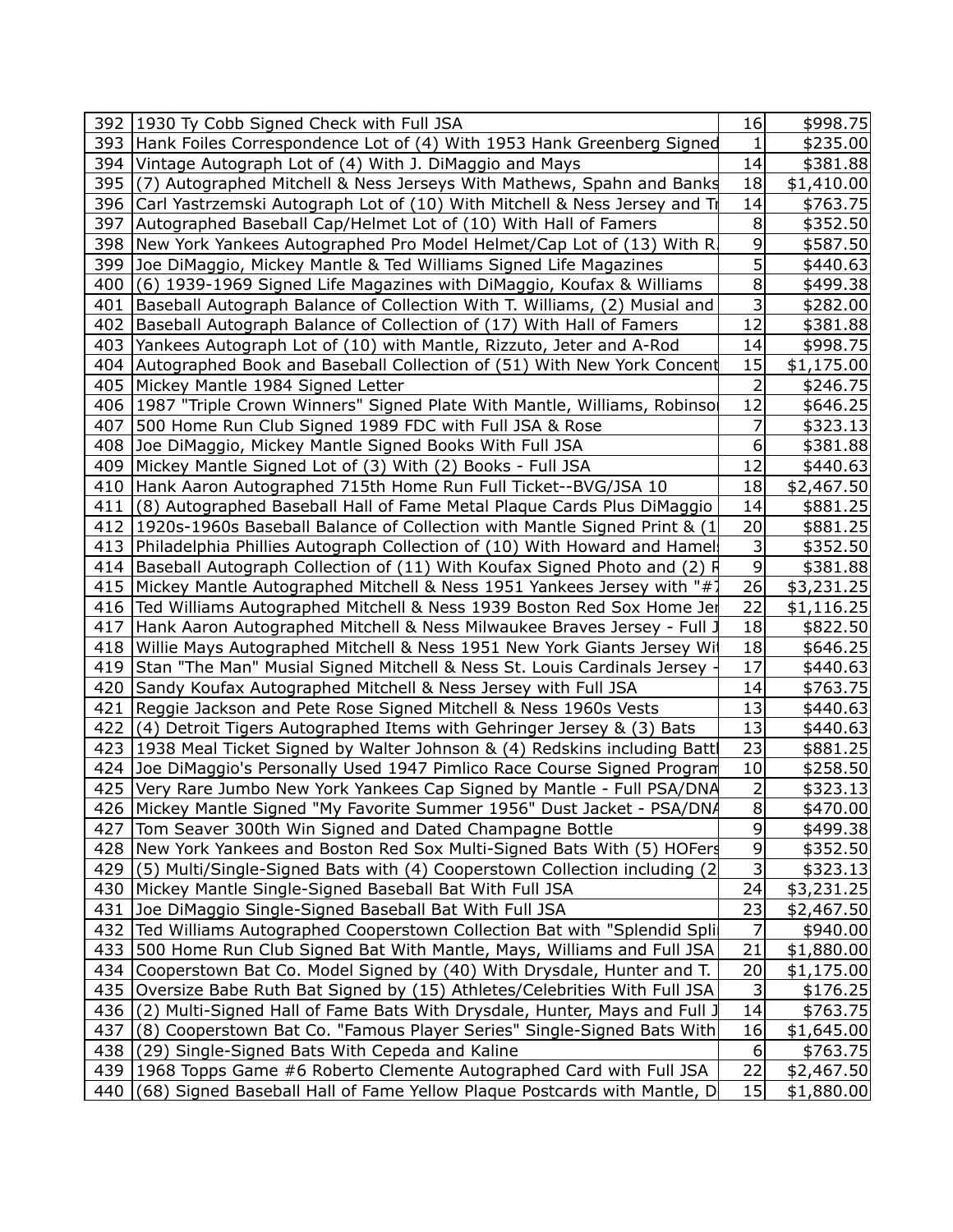| | | | |
|---|---|---|---|
| 392 | 1930 Ty Cobb Signed Check with Full JSA | 16 | $998.75 |
| 393 | Hank Foiles Correspondence Lot of (4) With 1953 Hank Greenberg Signed | 1 | $235.00 |
| 394 | Vintage Autograph Lot of (4) With J. DiMaggio and Mays | 14 | $381.88 |
| 395 | (7) Autographed Mitchell & Ness Jerseys With Mathews, Spahn and Banks | 18 | $1,410.00 |
| 396 | Carl Yastrzemski Autograph Lot of (10) With Mitchell & Ness Jersey and Tr | 14 | $763.75 |
| 397 | Autographed Baseball Cap/Helmet Lot of (10) With Hall of Famers | 8 | $352.50 |
| 398 | New York Yankees Autographed Pro Model Helmet/Cap Lot of (13) With R. | 9 | $587.50 |
| 399 | Joe DiMaggio, Mickey Mantle & Ted Williams Signed Life Magazines | 5 | $440.63 |
| 400 | (6) 1939-1969 Signed Life Magazines with DiMaggio, Koufax & Williams | 8 | $499.38 |
| 401 | Baseball Autograph Balance of Collection With T. Williams, (2) Musial and | 3 | $282.00 |
| 402 | Baseball Autograph Balance of Collection of (17) With Hall of Famers | 12 | $381.88 |
| 403 | Yankees Autograph Lot of (10) with Mantle, Rizzuto, Jeter and A-Rod | 14 | $998.75 |
| 404 | Autographed Book and Baseball Collection of (51) With New York Concent | 15 | $1,175.00 |
| 405 | Mickey Mantle 1984 Signed Letter | 2 | $246.75 |
| 406 | 1987 "Triple Crown Winners" Signed Plate With Mantle, Williams, Robinso | 12 | $646.25 |
| 407 | 500 Home Run Club Signed 1989 FDC with Full JSA & Rose | 7 | $323.13 |
| 408 | Joe DiMaggio, Mickey Mantle Signed Books With Full JSA | 6 | $381.88 |
| 409 | Mickey Mantle Signed Lot of (3) With (2) Books - Full JSA | 12 | $440.63 |
| 410 | Hank Aaron Autographed 715th Home Run Full Ticket--BVG/JSA 10 | 18 | $2,467.50 |
| 411 | (8) Autographed Baseball Hall of Fame Metal Plaque Cards Plus DiMaggio | 14 | $881.25 |
| 412 | 1920s-1960s Baseball Balance of Collection with Mantle Signed Print & (1 | 20 | $881.25 |
| 413 | Philadelphia Phillies Autograph Collection of (10) With Howard and Hamel | 3 | $352.50 |
| 414 | Baseball Autograph Collection of (11) With Koufax Signed Photo and (2) R | 9 | $381.88 |
| 415 | Mickey Mantle Autographed Mitchell & Ness 1951 Yankees Jersey with "#7 | 26 | $3,231.25 |
| 416 | Ted Williams Autographed Mitchell & Ness 1939 Boston Red Sox Home Jer | 22 | $1,116.25 |
| 417 | Hank Aaron Autographed Mitchell & Ness Milwaukee Braves Jersey - Full J | 18 | $822.50 |
| 418 | Willie Mays Autographed Mitchell & Ness 1951 New York Giants Jersey Wit | 18 | $646.25 |
| 419 | Stan "The Man" Musial Signed Mitchell & Ness St. Louis Cardinals Jersey - | 17 | $440.63 |
| 420 | Sandy Koufax Autographed Mitchell & Ness Jersey with Full JSA | 14 | $763.75 |
| 421 | Reggie Jackson and Pete Rose Signed Mitchell & Ness 1960s Vests | 13 | $440.63 |
| 422 | (4) Detroit Tigers Autographed Items with Gehringer Jersey & (3) Bats | 13 | $440.63 |
| 423 | 1938 Meal Ticket Signed by Walter Johnson & (4) Redskins including Battl | 23 | $881.25 |
| 424 | Joe DiMaggio's Personally Used 1947 Pimlico Race Course Signed Program | 10 | $258.50 |
| 425 | Very Rare Jumbo New York Yankees Cap Signed by Mantle - Full PSA/DNA | 2 | $323.13 |
| 426 | Mickey Mantle Signed "My Favorite Summer 1956" Dust Jacket - PSA/DNA | 8 | $470.00 |
| 427 | Tom Seaver 300th Win Signed and Dated Champagne Bottle | 9 | $499.38 |
| 428 | New York Yankees and Boston Red Sox Multi-Signed Bats With (5) HOFers | 9 | $352.50 |
| 429 | (5) Multi/Single-Signed Bats with (4) Cooperstown Collection including (2 | 3 | $323.13 |
| 430 | Mickey Mantle Single-Signed Baseball Bat With Full JSA | 24 | $3,231.25 |
| 431 | Joe DiMaggio Single-Signed Baseball Bat With Full JSA | 23 | $2,467.50 |
| 432 | Ted Williams Autographed Cooperstown Collection Bat with "Splendid Spli | 7 | $940.00 |
| 433 | 500 Home Run Club Signed Bat With Mantle, Mays, Williams and Full JSA | 21 | $1,880.00 |
| 434 | Cooperstown Bat Co. Model Signed by (40) With Drysdale, Hunter and T. | 20 | $1,175.00 |
| 435 | Oversize Babe Ruth Bat Signed by (15) Athletes/Celebrities With Full JSA | 3 | $176.25 |
| 436 | (2) Multi-Signed Hall of Fame Bats With Drysdale, Hunter, Mays and Full J | 14 | $763.75 |
| 437 | (8) Cooperstown Bat Co. "Famous Player Series" Single-Signed Bats With | 16 | $1,645.00 |
| 438 | (29) Single-Signed Bats With Cepeda and Kaline | 6 | $763.75 |
| 439 | 1968 Topps Game #6 Roberto Clemente Autographed Card with Full JSA | 22 | $2,467.50 |
| 440 | (68) Signed Baseball Hall of Fame Yellow Plaque Postcards with Mantle, D | 15 | $1,880.00 |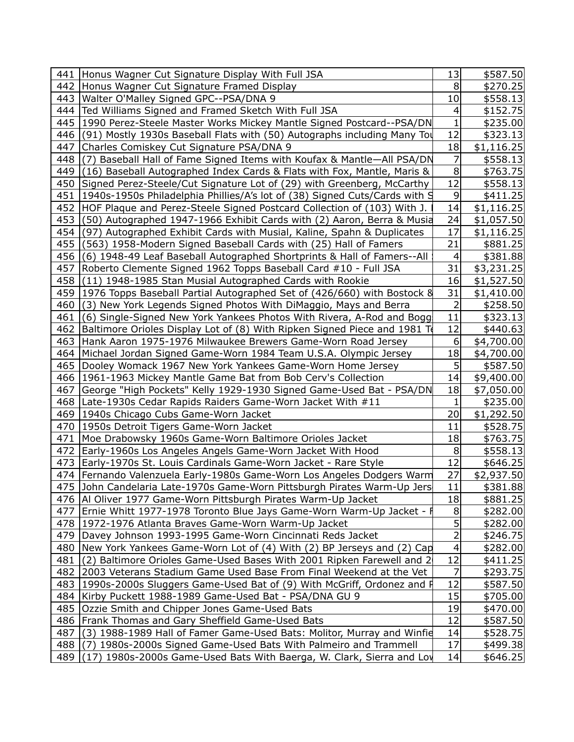| 441 | Honus Wagner Cut Signature Display With Full JSA | 13 | $587.50 |
|---|---|---|---|
| 442 | Honus Wagner Cut Signature Framed Display | 8 | $270.25 |
| 443 | Walter O'Malley Signed GPC--PSA/DNA 9 | 10 | $558.13 |
| 444 | Ted Williams Signed and Framed Sketch With Full JSA | 4 | $152.75 |
| 445 | 1990 Perez-Steele Master Works Mickey Mantle Signed Postcard--PSA/DN | 1 | $235.00 |
| 446 | (91) Mostly 1930s Baseball Flats with (50) Autographs including Many Tou | 12 | $323.13 |
| 447 | Charles Comiskey Cut Signature PSA/DNA 9 | 18 | $1,116.25 |
| 448 | (7) Baseball Hall of Fame Signed Items with Koufax & Mantle—All PSA/DN | 7 | $558.13 |
| 449 | (16) Baseball Autographed Index Cards & Flats with Fox, Mantle, Maris & | 8 | $763.75 |
| 450 | Signed Perez-Steele/Cut Signature Lot of (29) with Greenberg, McCarthy | 12 | $558.13 |
| 451 | 1940s-1950s Philadelphia Phillies/A's lot of (38) Signed Cuts/Cards with S | 9 | $411.25 |
| 452 | HOF Plaque and Perez-Steele Signed Postcard Collection of (103) With J. | 14 | $1,116.25 |
| 453 | (50) Autographed 1947-1966 Exhibit Cards with (2) Aaron, Berra & Musia | 24 | $1,057.50 |
| 454 | (97) Autographed Exhibit Cards with Musial, Kaline, Spahn & Duplicates | 17 | $1,116.25 |
| 455 | (563) 1958-Modern Signed Baseball Cards with (25) Hall of Famers | 21 | $881.25 |
| 456 | (6) 1948-49 Leaf Baseball Autographed Shortprints & Hall of Famers--All | 4 | $381.88 |
| 457 | Roberto Clemente Signed 1962 Topps Baseball Card #10 - Full JSA | 31 | $3,231.25 |
| 458 | (11) 1948-1985 Stan Musial Autographed Cards with Rookie | 16 | $1,527.50 |
| 459 | 1976 Topps Baseball Partial Autographed Set of (426/660) with Bostock & | 31 | $1,410.00 |
| 460 | (3) New York Legends Signed Photos With DiMaggio, Mays and Berra | 2 | $258.50 |
| 461 | (6) Single-Signed New York Yankees Photos With Rivera, A-Rod and Bogg | 11 | $323.13 |
| 462 | Baltimore Orioles Display Lot of (8) With Ripken Signed Piece and 1981 Te | 12 | $440.63 |
| 463 | Hank Aaron 1975-1976 Milwaukee Brewers Game-Worn Road Jersey | 6 | $4,700.00 |
| 464 | Michael Jordan Signed Game-Worn 1984 Team U.S.A. Olympic Jersey | 18 | $4,700.00 |
| 465 | Dooley Womack 1967 New York Yankees Game-Worn Home Jersey | 5 | $587.50 |
| 466 | 1961-1963 Mickey Mantle Game Bat from Bob Cerv's Collection | 14 | $9,400.00 |
| 467 | George "High Pockets" Kelly 1929-1930 Signed Game-Used Bat - PSA/DN | 18 | $7,050.00 |
| 468 | Late-1930s Cedar Rapids Raiders Game-Worn Jacket With #11 | 1 | $235.00 |
| 469 | 1940s Chicago Cubs Game-Worn Jacket | 20 | $1,292.50 |
| 470 | 1950s Detroit Tigers Game-Worn Jacket | 11 | $528.75 |
| 471 | Moe Drabowsky 1960s Game-Worn Baltimore Orioles Jacket | 18 | $763.75 |
| 472 | Early-1960s Los Angeles Angels Game-Worn Jacket With Hood | 8 | $558.13 |
| 473 | Early-1970s St. Louis Cardinals Game-Worn Jacket - Rare Style | 12 | $646.25 |
| 474 | Fernando Valenzuela Early-1980s Game-Worn Los Angeles Dodgers Warm | 27 | $2,937.50 |
| 475 | John Candelaria Late-1970s Game-Worn Pittsburgh Pirates Warm-Up Jers | 11 | $381.88 |
| 476 | Al Oliver 1977 Game-Worn Pittsburgh Pirates Warm-Up Jacket | 18 | $881.25 |
| 477 | Ernie Whitt 1977-1978 Toronto Blue Jays Game-Worn Warm-Up Jacket - F | 8 | $282.00 |
| 478 | 1972-1976 Atlanta Braves Game-Worn Warm-Up Jacket | 5 | $282.00 |
| 479 | Davey Johnson 1993-1995 Game-Worn Cincinnati Reds Jacket | 2 | $246.75 |
| 480 | New York Yankees Game-Worn Lot of (4) With (2) BP Jerseys and (2) Cap | 4 | $282.00 |
| 481 | (2) Baltimore Orioles Game-Used Bases With 2001 Ripken Farewell and 2 | 12 | $411.25 |
| 482 | 2003 Veterans Stadium Game Used Base From Final Weekend at the Vet | 7 | $293.75 |
| 483 | 1990s-2000s Sluggers Game-Used Bat of (9) With McGriff, Ordonez and F | 12 | $587.50 |
| 484 | Kirby Puckett 1988-1989 Game-Used Bat - PSA/DNA GU 9 | 15 | $705.00 |
| 485 | Ozzie Smith and Chipper Jones Game-Used Bats | 19 | $470.00 |
| 486 | Frank Thomas and Gary Sheffield Game-Used Bats | 12 | $587.50 |
| 487 | (3) 1988-1989 Hall of Famer Game-Used Bats: Molitor, Murray and Winfie | 14 | $528.75 |
| 488 | (7) 1980s-2000s Signed Game-Used Bats With Palmeiro and Trammell | 17 | $499.38 |
| 489 | (17) 1980s-2000s Game-Used Bats With Baerga, W. Clark, Sierra and Lov | 14 | $646.25 |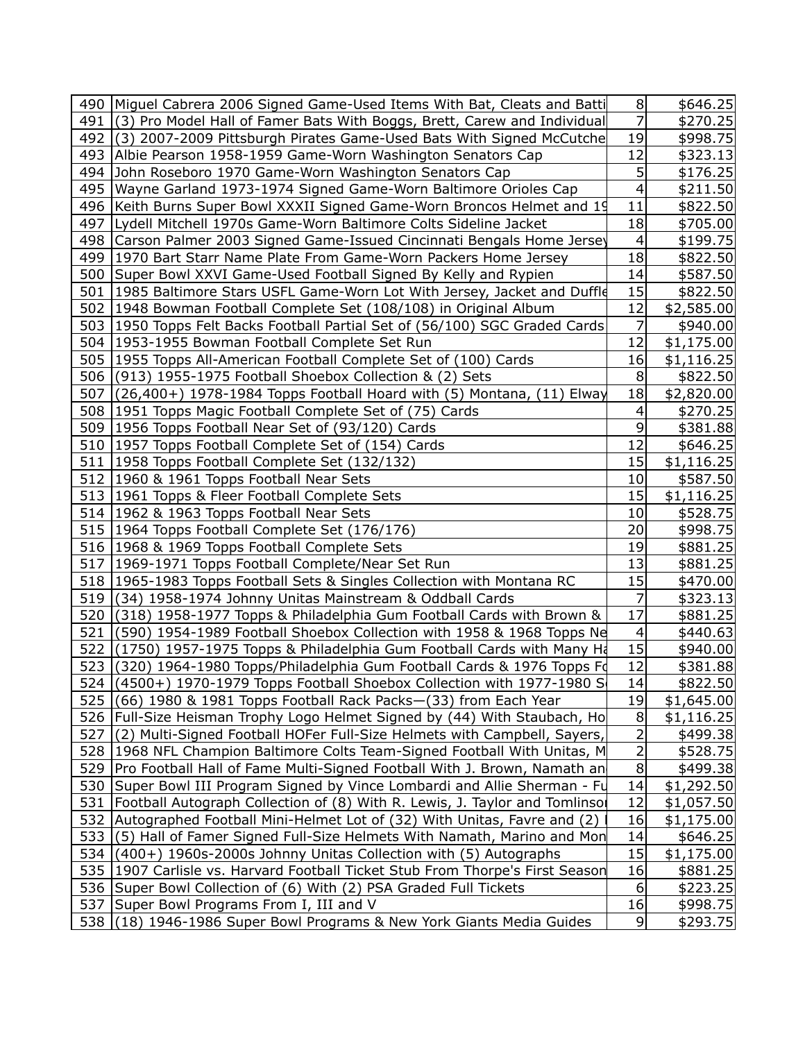| | | | |
|---|---|---|---|
| 490 | Miguel Cabrera 2006 Signed Game-Used Items With Bat, Cleats and Batti | 8 | $646.25 |
| 491 | (3) Pro Model Hall of Famer Bats With Boggs, Brett, Carew and Individual | 7 | $270.25 |
| 492 | (3) 2007-2009 Pittsburgh Pirates Game-Used Bats With Signed McCutche | 19 | $998.75 |
| 493 | Albie Pearson 1958-1959 Game-Worn Washington Senators Cap | 12 | $323.13 |
| 494 | John Roseboro 1970 Game-Worn Washington Senators Cap | 5 | $176.25 |
| 495 | Wayne Garland 1973-1974 Signed Game-Worn Baltimore Orioles Cap | 4 | $211.50 |
| 496 | Keith Burns Super Bowl XXXII Signed Game-Worn Broncos Helmet and 19 | 11 | $822.50 |
| 497 | Lydell Mitchell 1970s Game-Worn Baltimore Colts Sideline Jacket | 18 | $705.00 |
| 498 | Carson Palmer 2003 Signed Game-Issued Cincinnati Bengals Home Jersey | 4 | $199.75 |
| 499 | 1970 Bart Starr Name Plate From Game-Worn Packers Home Jersey | 18 | $822.50 |
| 500 | Super Bowl XXVI Game-Used Football Signed By Kelly and Rypien | 14 | $587.50 |
| 501 | 1985 Baltimore Stars USFL Game-Worn Lot With Jersey, Jacket and Duffle | 15 | $822.50 |
| 502 | 1948 Bowman Football Complete Set (108/108) in Original Album | 12 | $2,585.00 |
| 503 | 1950 Topps Felt Backs Football Partial Set of (56/100) SGC Graded Cards | 7 | $940.00 |
| 504 | 1953-1955 Bowman Football Complete Set Run | 12 | $1,175.00 |
| 505 | 1955 Topps All-American Football Complete Set of (100) Cards | 16 | $1,116.25 |
| 506 | (913) 1955-1975 Football Shoebox Collection & (2) Sets | 8 | $822.50 |
| 507 | (26,400+) 1978-1984 Topps Football Hoard with (5) Montana, (11) Elway | 18 | $2,820.00 |
| 508 | 1951 Topps Magic Football Complete Set of (75) Cards | 4 | $270.25 |
| 509 | 1956 Topps Football Near Set of (93/120) Cards | 9 | $381.88 |
| 510 | 1957 Topps Football Complete Set of (154) Cards | 12 | $646.25 |
| 511 | 1958 Topps Football Complete Set (132/132) | 15 | $1,116.25 |
| 512 | 1960 & 1961 Topps Football Near Sets | 10 | $587.50 |
| 513 | 1961 Topps & Fleer Football Complete Sets | 15 | $1,116.25 |
| 514 | 1962 & 1963 Topps Football Near Sets | 10 | $528.75 |
| 515 | 1964 Topps Football Complete Set (176/176) | 20 | $998.75 |
| 516 | 1968 & 1969 Topps Football Complete Sets | 19 | $881.25 |
| 517 | 1969-1971 Topps Football Complete/Near Set Run | 13 | $881.25 |
| 518 | 1965-1983 Topps Football Sets & Singles Collection with Montana RC | 15 | $470.00 |
| 519 | (34) 1958-1974 Johnny Unitas Mainstream & Oddball Cards | 7 | $323.13 |
| 520 | (318) 1958-1977 Topps & Philadelphia Gum Football Cards with Brown & | 17 | $881.25 |
| 521 | (590) 1954-1989 Football Shoebox Collection with 1958 & 1968 Topps Ne | 4 | $440.63 |
| 522 | (1750) 1957-1975 Topps & Philadelphia Gum Football Cards with Many Ha | 15 | $940.00 |
| 523 | (320) 1964-1980 Topps/Philadelphia Gum Football Cards & 1976 Topps Fo | 12 | $381.88 |
| 524 | (4500+) 1970-1979 Topps Football Shoebox Collection with 1977-1980 S | 14 | $822.50 |
| 525 | (66) 1980 & 1981 Topps Football Rack Packs—(33) from Each Year | 19 | $1,645.00 |
| 526 | Full-Size Heisman Trophy Logo Helmet Signed by (44) With Staubach, Ho | 8 | $1,116.25 |
| 527 | (2) Multi-Signed Football HOFer Full-Size Helmets with Campbell, Sayers, | 2 | $499.38 |
| 528 | 1968 NFL Champion Baltimore Colts Team-Signed Football With Unitas, M | 2 | $528.75 |
| 529 | Pro Football Hall of Fame Multi-Signed Football With J. Brown, Namath an | 8 | $499.38 |
| 530 | Super Bowl III Program Signed by Vince Lombardi and Allie Sherman - Fu | 14 | $1,292.50 |
| 531 | Football Autograph Collection of (8) With R. Lewis, J. Taylor and Tomlinso | 12 | $1,057.50 |
| 532 | Autographed Football Mini-Helmet Lot of (32) With Unitas, Favre and (2) | 16 | $1,175.00 |
| 533 | (5) Hall of Famer Signed Full-Size Helmets With Namath, Marino and Mon | 14 | $646.25 |
| 534 | (400+) 1960s-2000s Johnny Unitas Collection with (5) Autographs | 15 | $1,175.00 |
| 535 | 1907 Carlisle vs. Harvard Football Ticket Stub From Thorpe's First Season | 16 | $881.25 |
| 536 | Super Bowl Collection of (6) With (2) PSA Graded Full Tickets | 6 | $223.25 |
| 537 | Super Bowl Programs From I, III and V | 16 | $998.75 |
| 538 | (18) 1946-1986 Super Bowl Programs & New York Giants Media Guides | 9 | $293.75 |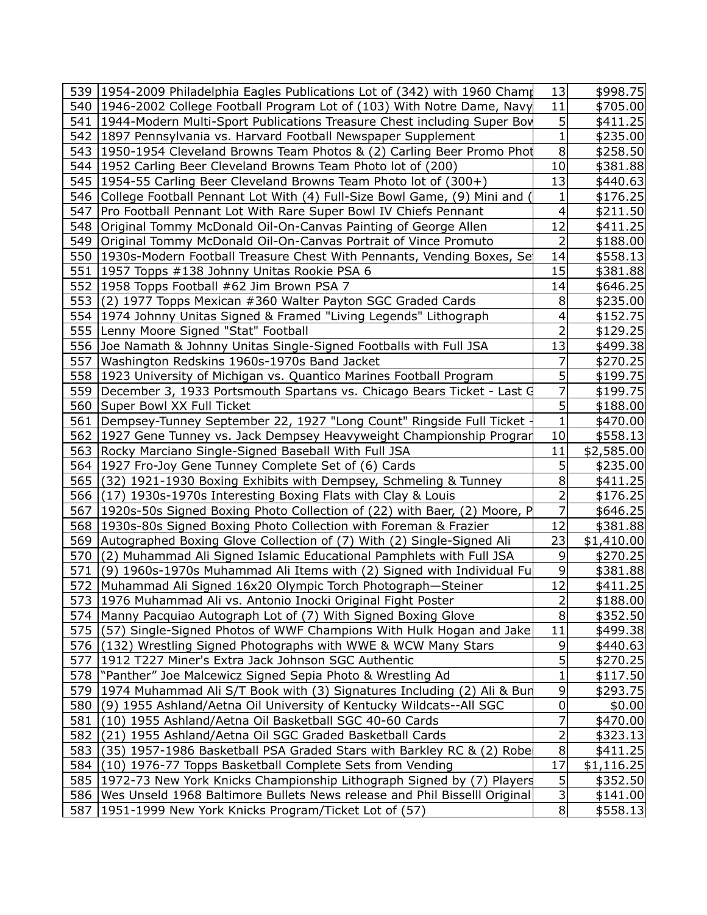| | | | |
|---|---|---|---|
| 539 | 1954-2009 Philadelphia Eagles Publications Lot of (342) with 1960 Champ | 13 | $998.75 |
| 540 | 1946-2002 College Football Program Lot of (103) With Notre Dame, Navy | 11 | $705.00 |
| 541 | 1944-Modern Multi-Sport Publications Treasure Chest including Super Bov | 5 | $411.25 |
| 542 | 1897 Pennsylvania vs. Harvard Football Newspaper Supplement | 1 | $235.00 |
| 543 | 1950-1954 Cleveland Browns Team Photos & (2) Carling Beer Promo Phot | 8 | $258.50 |
| 544 | 1952 Carling Beer Cleveland Browns Team Photo lot of (200) | 10 | $381.88 |
| 545 | 1954-55 Carling Beer Cleveland Browns Team Photo lot of (300+) | 13 | $440.63 |
| 546 | College Football Pennant Lot With (4) Full-Size Bowl Game, (9) Mini and ( | 1 | $176.25 |
| 547 | Pro Football Pennant Lot With Rare Super Bowl IV Chiefs Pennant | 4 | $211.50 |
| 548 | Original Tommy McDonald Oil-On-Canvas Painting of George Allen | 12 | $411.25 |
| 549 | Original Tommy McDonald Oil-On-Canvas Portrait of Vince Promuto | 2 | $188.00 |
| 550 | 1930s-Modern Football Treasure Chest With Pennants, Vending Boxes, Se | 14 | $558.13 |
| 551 | 1957 Topps #138 Johnny Unitas Rookie PSA 6 | 15 | $381.88 |
| 552 | 1958 Topps Football #62 Jim Brown PSA 7 | 14 | $646.25 |
| 553 | (2) 1977 Topps Mexican #360 Walter Payton SGC Graded Cards | 8 | $235.00 |
| 554 | 1974 Johnny Unitas Signed & Framed "Living Legends" Lithograph | 4 | $152.75 |
| 555 | Lenny Moore Signed "Stat" Football | 2 | $129.25 |
| 556 | Joe Namath & Johnny Unitas Single-Signed Footballs with Full JSA | 13 | $499.38 |
| 557 | Washington Redskins 1960s-1970s Band Jacket | 7 | $270.25 |
| 558 | 1923 University of Michigan vs. Quantico Marines Football Program | 5 | $199.75 |
| 559 | December 3, 1933 Portsmouth Spartans vs. Chicago Bears Ticket - Last G | 7 | $199.75 |
| 560 | Super Bowl XX Full Ticket | 5 | $188.00 |
| 561 | Dempsey-Tunney September 22, 1927 "Long Count" Ringside Full Ticket - | 1 | $470.00 |
| 562 | 1927 Gene Tunney vs. Jack Dempsey Heavyweight Championship Prograr | 10 | $558.13 |
| 563 | Rocky Marciano Single-Signed Baseball With Full JSA | 11 | $2,585.00 |
| 564 | 1927 Fro-Joy Gene Tunney Complete Set of (6) Cards | 5 | $235.00 |
| 565 | (32) 1921-1930 Boxing Exhibits with Dempsey, Schmeling & Tunney | 8 | $411.25 |
| 566 | (17) 1930s-1970s Interesting Boxing Flats with Clay & Louis | 2 | $176.25 |
| 567 | 1920s-50s Signed Boxing Photo Collection of (22) with Baer, (2) Moore, P | 7 | $646.25 |
| 568 | 1930s-80s Signed Boxing Photo Collection with Foreman & Frazier | 12 | $381.88 |
| 569 | Autographed Boxing Glove Collection of (7) With (2) Single-Signed Ali | 23 | $1,410.00 |
| 570 | (2) Muhammad Ali Signed Islamic Educational Pamphlets with Full JSA | 9 | $270.25 |
| 571 | (9) 1960s-1970s Muhammad Ali Items with (2) Signed with Individual Fu | 9 | $381.88 |
| 572 | Muhammad Ali Signed 16x20 Olympic Torch Photograph—Steiner | 12 | $411.25 |
| 573 | 1976 Muhammad Ali vs. Antonio Inocki Original Fight Poster | 2 | $188.00 |
| 574 | Manny Pacquiao Autograph Lot of (7) With Signed Boxing Glove | 8 | $352.50 |
| 575 | (57) Single-Signed Photos of WWF Champions With Hulk Hogan and Jake | 11 | $499.38 |
| 576 | (132) Wrestling Signed Photographs with WWE & WCW Many Stars | 9 | $440.63 |
| 577 | 1912 T227 Miner's Extra Jack Johnson SGC Authentic | 5 | $270.25 |
| 578 | "Panther" Joe Malcewicz Signed Sepia Photo & Wrestling Ad | 1 | $117.50 |
| 579 | 1974 Muhammad Ali S/T Book with (3) Signatures Including (2) Ali & Bur | 9 | $293.75 |
| 580 | (9) 1955 Ashland/Aetna Oil University of Kentucky Wildcats--All SGC | 0 | $0.00 |
| 581 | (10) 1955 Ashland/Aetna Oil Basketball SGC 40-60 Cards | 7 | $470.00 |
| 582 | (21) 1955 Ashland/Aetna Oil SGC Graded Basketball Cards | 2 | $323.13 |
| 583 | (35) 1957-1986 Basketball PSA Graded Stars with Barkley RC & (2) Robe | 8 | $411.25 |
| 584 | (10) 1976-77 Topps Basketball Complete Sets from Vending | 17 | $1,116.25 |
| 585 | 1972-73 New York Knicks Championship Lithograph Signed by (7) Players | 5 | $352.50 |
| 586 | Wes Unseld 1968 Baltimore Bullets News release and Phil Bisselll Original | 3 | $141.00 |
| 587 | 1951-1999 New York Knicks Program/Ticket Lot of (57) | 8 | $558.13 |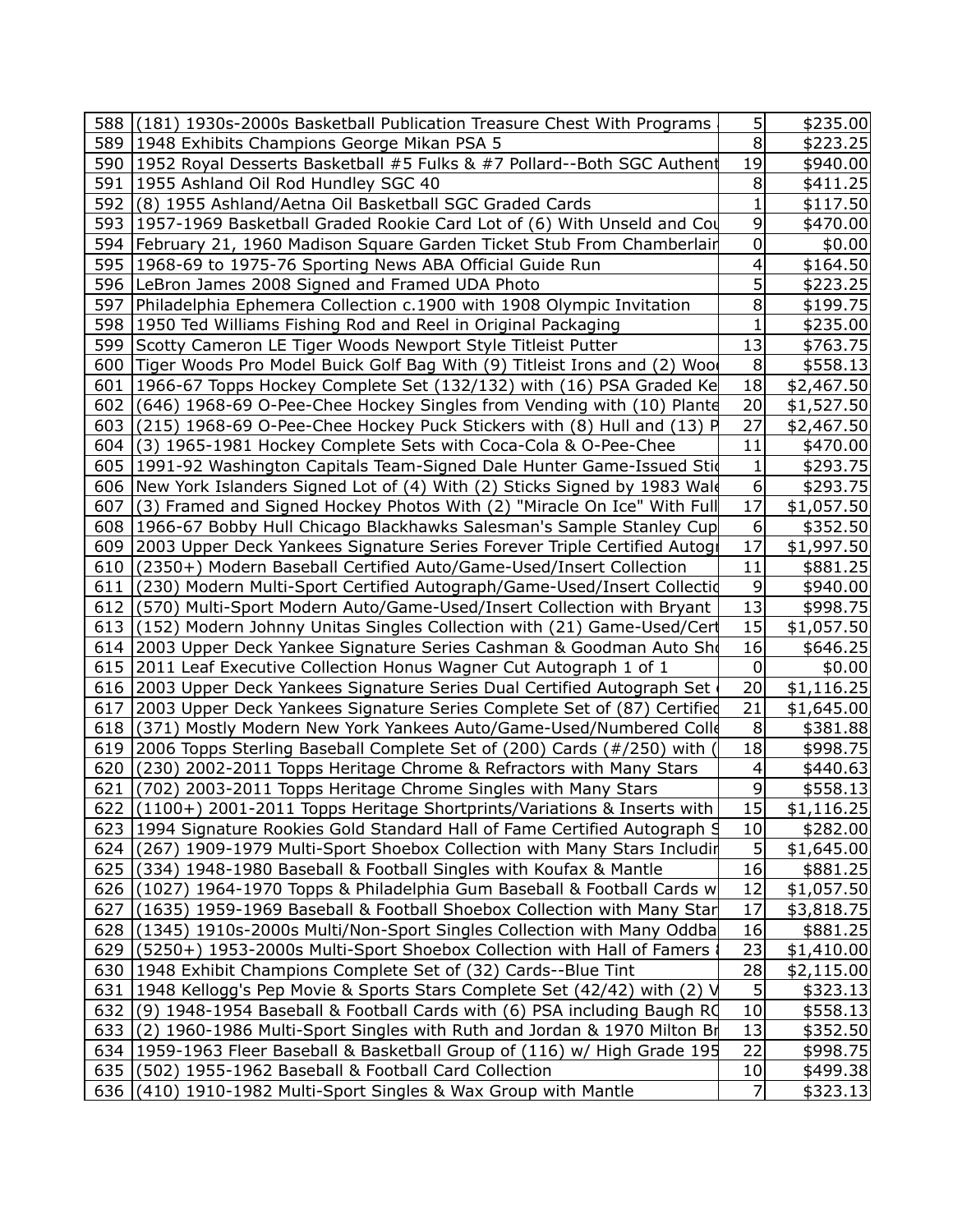| | | | |
|---|---|---|---|
| 588 | (181) 1930s-2000s Basketball Publication Treasure Chest With Programs | 5 | $235.00 |
| 589 | 1948 Exhibits Champions George Mikan PSA 5 | 8 | $223.25 |
| 590 | 1952 Royal Desserts Basketball #5 Fulks & #7 Pollard--Both SGC Authent | 19 | $940.00 |
| 591 | 1955 Ashland Oil Rod Hundley SGC 40 | 8 | $411.25 |
| 592 | (8) 1955 Ashland/Aetna Oil Basketball SGC Graded Cards | 1 | $117.50 |
| 593 | 1957-1969 Basketball Graded Rookie Card Lot of (6) With Unseld and Cou | 9 | $470.00 |
| 594 | February 21, 1960 Madison Square Garden Ticket Stub From Chamberlain | 0 | $0.00 |
| 595 | 1968-69 to 1975-76 Sporting News ABA Official Guide Run | 4 | $164.50 |
| 596 | LeBron James 2008 Signed and Framed UDA Photo | 5 | $223.25 |
| 597 | Philadelphia Ephemera Collection c.1900 with 1908 Olympic Invitation | 8 | $199.75 |
| 598 | 1950 Ted Williams Fishing Rod and Reel in Original Packaging | 1 | $235.00 |
| 599 | Scotty Cameron LE Tiger Woods Newport Style Titleist Putter | 13 | $763.75 |
| 600 | Tiger Woods Pro Model Buick Golf Bag With (9) Titleist Irons and (2) Woo | 8 | $558.13 |
| 601 | 1966-67 Topps Hockey Complete Set (132/132) with (16) PSA Graded Ke | 18 | $2,467.50 |
| 602 | (646) 1968-69 O-Pee-Chee Hockey Singles from Vending with (10) Plante | 20 | $1,527.50 |
| 603 | (215) 1968-69 O-Pee-Chee Hockey Puck Stickers with (8) Hull and (13) P | 27 | $2,467.50 |
| 604 | (3) 1965-1981 Hockey Complete Sets with Coca-Cola & O-Pee-Chee | 11 | $470.00 |
| 605 | 1991-92 Washington Capitals Team-Signed Dale Hunter Game-Issued Stic | 1 | $293.75 |
| 606 | New York Islanders Signed Lot of (4) With (2) Sticks Signed by 1983 Wale | 6 | $293.75 |
| 607 | (3) Framed and Signed Hockey Photos With (2) "Miracle On Ice" With Full | 17 | $1,057.50 |
| 608 | 1966-67 Bobby Hull Chicago Blackhawks Salesman's Sample Stanley Cup | 6 | $352.50 |
| 609 | 2003 Upper Deck Yankees Signature Series Forever Triple Certified Autog | 17 | $1,997.50 |
| 610 | (2350+) Modern Baseball Certified Auto/Game-Used/Insert Collection | 11 | $881.25 |
| 611 | (230) Modern Multi-Sport Certified Autograph/Game-Used/Insert Collectio | 9 | $940.00 |
| 612 | (570) Multi-Sport Modern Auto/Game-Used/Insert Collection with Bryant | 13 | $998.75 |
| 613 | (152) Modern Johnny Unitas Singles Collection with (21) Game-Used/Cert | 15 | $1,057.50 |
| 614 | 2003 Upper Deck Yankee Signature Series Cashman & Goodman Auto Sh | 16 | $646.25 |
| 615 | 2011 Leaf Executive Collection Honus Wagner Cut Autograph 1 of 1 | 0 | $0.00 |
| 616 | 2003 Upper Deck Yankees Signature Series Dual Certified Autograph Set | 20 | $1,116.25 |
| 617 | 2003 Upper Deck Yankees Signature Series Complete Set of (87) Certified | 21 | $1,645.00 |
| 618 | (371) Mostly Modern New York Yankees Auto/Game-Used/Numbered Colle | 8 | $381.88 |
| 619 | 2006 Topps Sterling Baseball Complete Set of (200) Cards (#/250) with ( | 18 | $998.75 |
| 620 | (230) 2002-2011 Topps Heritage Chrome & Refractors with Many Stars | 4 | $440.63 |
| 621 | (702) 2003-2011 Topps Heritage Chrome Singles with Many Stars | 9 | $558.13 |
| 622 | (1100+) 2001-2011 Topps Heritage Shortprints/Variations & Inserts with | 15 | $1,116.25 |
| 623 | 1994 Signature Rookies Gold Standard Hall of Fame Certified Autograph S | 10 | $282.00 |
| 624 | (267) 1909-1979 Multi-Sport Shoebox Collection with Many Stars Includir | 5 | $1,645.00 |
| 625 | (334) 1948-1980 Baseball & Football Singles with Koufax & Mantle | 16 | $881.25 |
| 626 | (1027) 1964-1970 Topps & Philadelphia Gum Baseball & Football Cards w | 12 | $1,057.50 |
| 627 | (1635) 1959-1969 Baseball & Football Shoebox Collection with Many Star | 17 | $3,818.75 |
| 628 | (1345) 1910s-2000s Multi/Non-Sport Singles Collection with Many Oddba | 16 | $881.25 |
| 629 | (5250+) 1953-2000s Multi-Sport Shoebox Collection with Hall of Famers | 23 | $1,410.00 |
| 630 | 1948 Exhibit Champions Complete Set of (32) Cards--Blue Tint | 28 | $2,115.00 |
| 631 | 1948 Kellogg's Pep Movie & Sports Stars Complete Set (42/42) with (2) V | 5 | $323.13 |
| 632 | (9) 1948-1954 Baseball & Football Cards with (6) PSA including Baugh RC | 10 | $558.13 |
| 633 | (2) 1960-1986 Multi-Sport Singles with Ruth and Jordan & 1970 Milton Br | 13 | $352.50 |
| 634 | 1959-1963 Fleer Baseball & Basketball Group of (116) w/ High Grade 195 | 22 | $998.75 |
| 635 | (502) 1955-1962 Baseball & Football Card Collection | 10 | $499.38 |
| 636 | (410) 1910-1982 Multi-Sport Singles & Wax Group with Mantle | 7 | $323.13 |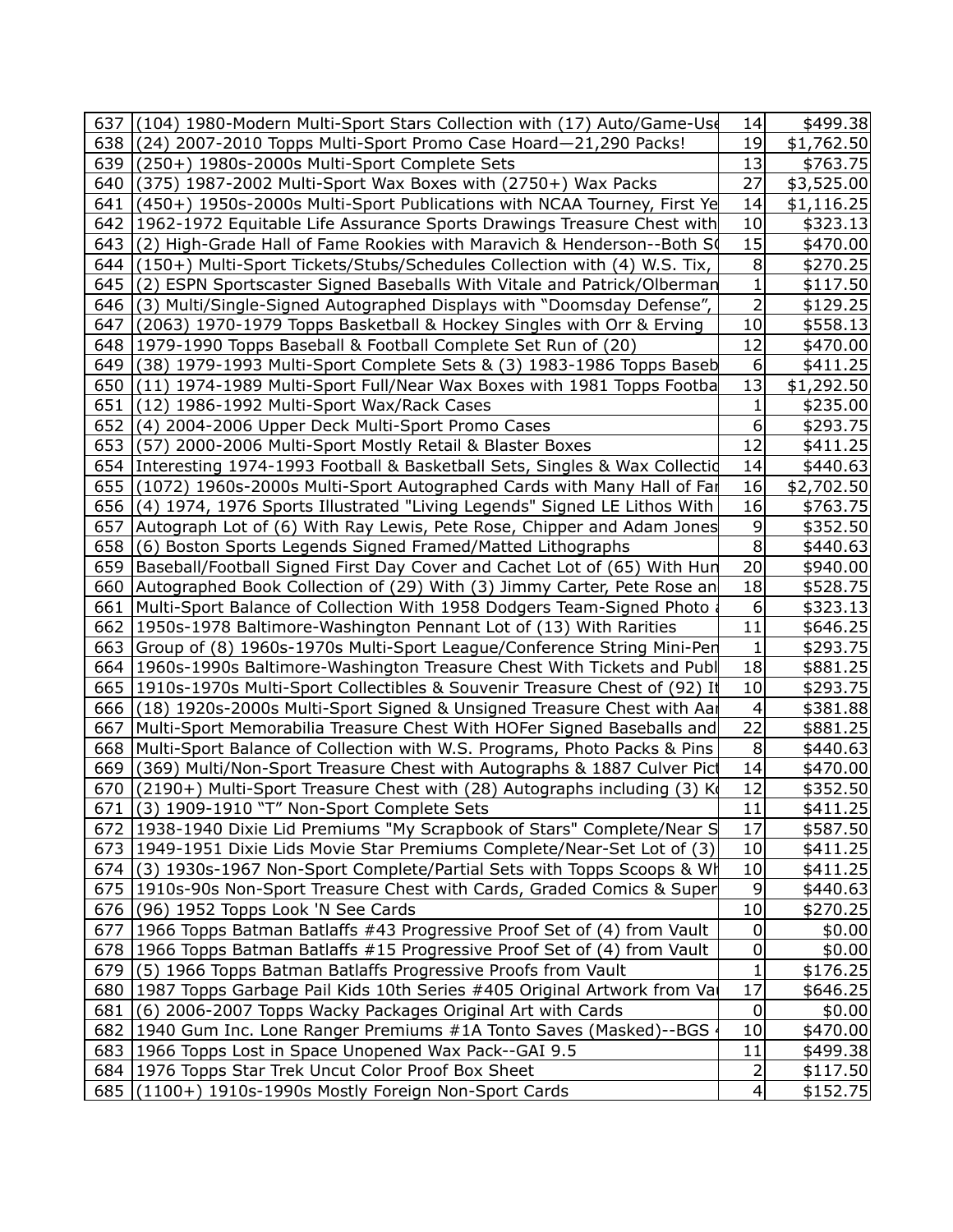| 637 | (104) 1980-Modern Multi-Sport Stars Collection with (17) Auto/Game-Use | 14 | $499.38 |
|---|---|---|---|
| 638 | (24) 2007-2010 Topps Multi-Sport Promo Case Hoard—21,290 Packs! | 19 | $1,762.50 |
| 639 | (250+) 1980s-2000s Multi-Sport Complete Sets | 13 | $763.75 |
| 640 | (375) 1987-2002 Multi-Sport Wax Boxes with (2750+) Wax Packs | 27 | $3,525.00 |
| 641 | (450+) 1950s-2000s Multi-Sport Publications with NCAA Tourney, First Ye | 14 | $1,116.25 |
| 642 | 1962-1972 Equitable Life Assurance Sports Drawings Treasure Chest with | 10 | $323.13 |
| 643 | (2) High-Grade Hall of Fame Rookies with Maravich & Henderson--Both S | 15 | $470.00 |
| 644 | (150+) Multi-Sport Tickets/Stubs/Schedules Collection with (4) W.S. Tix, | 8 | $270.25 |
| 645 | (2) ESPN Sportscaster Signed Baseballs With Vitale and Patrick/Olberman | 1 | $117.50 |
| 646 | (3) Multi/Single-Signed Autographed Displays with "Doomsday Defense", | 2 | $129.25 |
| 647 | (2063) 1970-1979 Topps Basketball & Hockey Singles with Orr & Erving | 10 | $558.13 |
| 648 | 1979-1990 Topps Baseball & Football Complete Set Run of (20) | 12 | $470.00 |
| 649 | (38) 1979-1993 Multi-Sport Complete Sets & (3) 1983-1986 Topps Baseb | 6 | $411.25 |
| 650 | (11) 1974-1989 Multi-Sport Full/Near Wax Boxes with 1981 Topps Footba | 13 | $1,292.50 |
| 651 | (12) 1986-1992 Multi-Sport Wax/Rack Cases | 1 | $235.00 |
| 652 | (4) 2004-2006 Upper Deck Multi-Sport Promo Cases | 6 | $293.75 |
| 653 | (57) 2000-2006 Multi-Sport Mostly Retail & Blaster Boxes | 12 | $411.25 |
| 654 | Interesting 1974-1993 Football & Basketball Sets, Singles & Wax Collectio | 14 | $440.63 |
| 655 | (1072) 1960s-2000s Multi-Sport Autographed Cards with Many Hall of Fa | 16 | $2,702.50 |
| 656 | (4) 1974, 1976 Sports Illustrated "Living Legends" Signed LE Lithos With | 16 | $763.75 |
| 657 | Autograph Lot of (6) With Ray Lewis, Pete Rose, Chipper and Adam Jones | 9 | $352.50 |
| 658 | (6) Boston Sports Legends Signed Framed/Matted Lithographs | 8 | $440.63 |
| 659 | Baseball/Football Signed First Day Cover and Cachet Lot of (65) With Hun | 20 | $940.00 |
| 660 | Autographed Book Collection of (29) With (3) Jimmy Carter, Pete Rose an | 18 | $528.75 |
| 661 | Multi-Sport Balance of Collection With 1958 Dodgers Team-Signed Photo | 6 | $323.13 |
| 662 | 1950s-1978 Baltimore-Washington Pennant Lot of (13) With Rarities | 11 | $646.25 |
| 663 | Group of (8) 1960s-1970s Multi-Sport League/Conference String Mini-Pen | 1 | $293.75 |
| 664 | 1960s-1990s Baltimore-Washington Treasure Chest With Tickets and Publ | 18 | $881.25 |
| 665 | 1910s-1970s Multi-Sport Collectibles & Souvenir Treasure Chest of (92) It | 10 | $293.75 |
| 666 | (18) 1920s-2000s Multi-Sport Signed & Unsigned Treasure Chest with Aa | 4 | $381.88 |
| 667 | Multi-Sport Memorabilia Treasure Chest With HOFer Signed Baseballs and | 22 | $881.25 |
| 668 | Multi-Sport Balance of Collection with W.S. Programs, Photo Packs & Pins | 8 | $440.63 |
| 669 | (369) Multi/Non-Sport Treasure Chest with Autographs & 1887 Culver Pict | 14 | $470.00 |
| 670 | (2190+) Multi-Sport Treasure Chest with (28) Autographs including (3) Ko | 12 | $352.50 |
| 671 | (3) 1909-1910 "T" Non-Sport Complete Sets | 11 | $411.25 |
| 672 | 1938-1940 Dixie Lid Premiums "My Scrapbook of Stars" Complete/Near S | 17 | $587.50 |
| 673 | 1949-1951 Dixie Lids Movie Star Premiums Complete/Near-Set Lot of (3) | 10 | $411.25 |
| 674 | (3) 1930s-1967 Non-Sport Complete/Partial Sets with Topps Scoops & Wh | 10 | $411.25 |
| 675 | 1910s-90s Non-Sport Treasure Chest with Cards, Graded Comics & Super | 9 | $440.63 |
| 676 | (96) 1952 Topps Look 'N See Cards | 10 | $270.25 |
| 677 | 1966 Topps Batman Batlaffs #43 Progressive Proof Set of (4) from Vault | 0 | $0.00 |
| 678 | 1966 Topps Batman Batlaffs #15 Progressive Proof Set of (4) from Vault | 0 | $0.00 |
| 679 | (5) 1966 Topps Batman Batlaffs Progressive Proofs from Vault | 1 | $176.25 |
| 680 | 1987 Topps Garbage Pail Kids 10th Series #405 Original Artwork from Va | 17 | $646.25 |
| 681 | (6) 2006-2007 Topps Wacky Packages Original Art with Cards | 0 | $0.00 |
| 682 | 1940 Gum Inc. Lone Ranger Premiums #1A Tonto Saves (Masked)--BGS | 10 | $470.00 |
| 683 | 1966 Topps Lost in Space Unopened Wax Pack--GAI 9.5 | 11 | $499.38 |
| 684 | 1976 Topps Star Trek Uncut Color Proof Box Sheet | 2 | $117.50 |
| 685 | (1100+) 1910s-1990s Mostly Foreign Non-Sport Cards | 4 | $152.75 |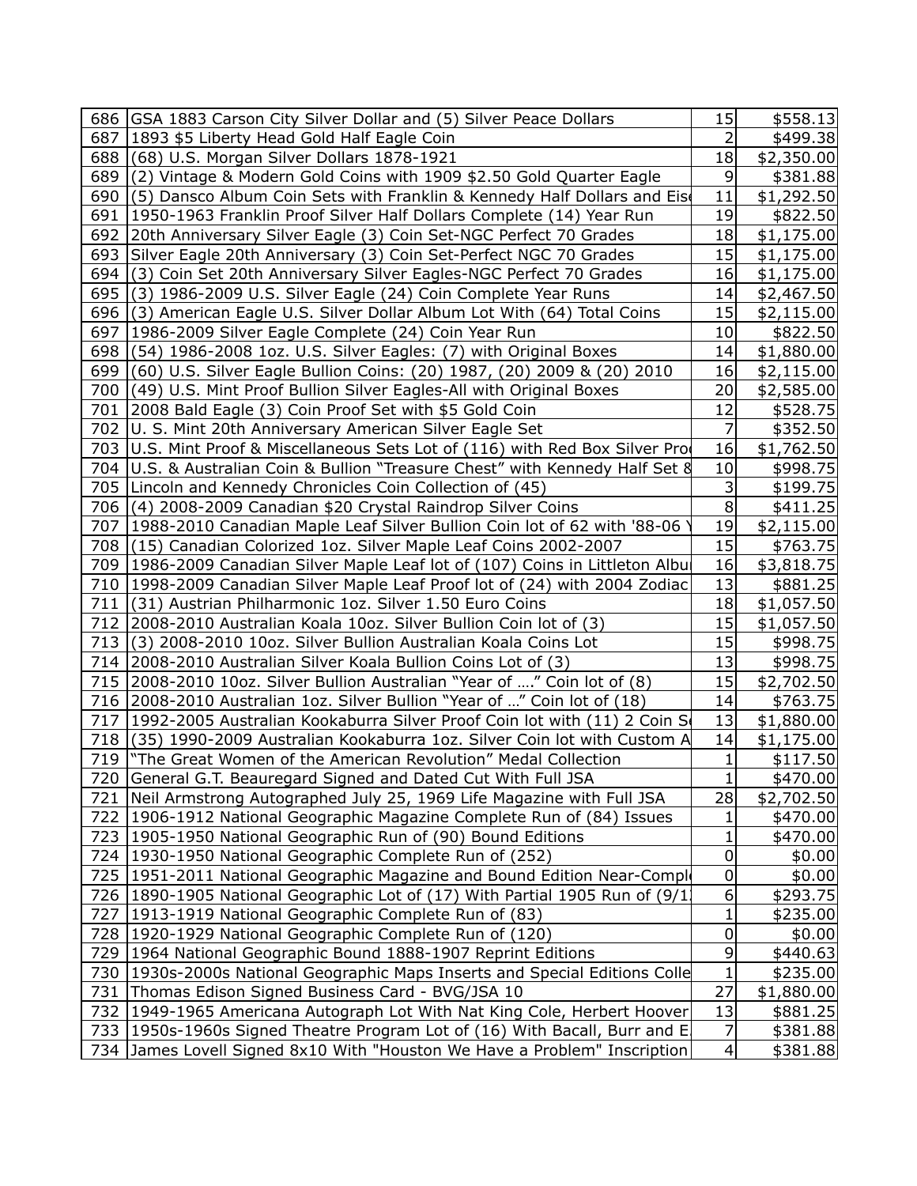| 686 | GSA 1883 Carson City Silver Dollar and (5) Silver Peace Dollars | 15 | $558.13 |
|---|---|---|---|
| 687 | 1893 $5 Liberty Head Gold Half Eagle Coin | 2 | $499.38 |
| 688 | (68) U.S. Morgan Silver Dollars 1878-1921 | 18 | $2,350.00 |
| 689 | (2) Vintage & Modern Gold Coins with 1909 $2.50 Gold Quarter Eagle | 9 | $381.88 |
| 690 | (5) Dansco Album Coin Sets with Franklin & Kennedy Half Dollars and Eis | 11 | $1,292.50 |
| 691 | 1950-1963 Franklin Proof Silver Half Dollars Complete (14) Year Run | 19 | $822.50 |
| 692 | 20th Anniversary Silver Eagle (3) Coin Set-NGC Perfect 70 Grades | 18 | $1,175.00 |
| 693 | Silver Eagle 20th Anniversary (3) Coin Set-Perfect NGC 70 Grades | 15 | $1,175.00 |
| 694 | (3) Coin Set 20th Anniversary Silver Eagles-NGC Perfect 70 Grades | 16 | $1,175.00 |
| 695 | (3) 1986-2009 U.S. Silver Eagle (24) Coin Complete Year Runs | 14 | $2,467.50 |
| 696 | (3) American Eagle U.S. Silver Dollar Album Lot With (64) Total Coins | 15 | $2,115.00 |
| 697 | 1986-2009 Silver Eagle Complete (24) Coin Year Run | 10 | $822.50 |
| 698 | (54) 1986-2008 1oz. U.S. Silver Eagles: (7) with Original Boxes | 14 | $1,880.00 |
| 699 | (60) U.S. Silver Eagle Bullion Coins: (20) 1987, (20) 2009 & (20) 2010 | 16 | $2,115.00 |
| 700 | (49) U.S. Mint Proof Bullion Silver Eagles-All with Original Boxes | 20 | $2,585.00 |
| 701 | 2008 Bald Eagle (3) Coin Proof Set with $5 Gold Coin | 12 | $528.75 |
| 702 | U. S. Mint 20th Anniversary American Silver Eagle Set | 7 | $352.50 |
| 703 | U.S. Mint Proof & Miscellaneous Sets Lot of (116) with Red Box Silver Pro | 16 | $1,762.50 |
| 704 | U.S. & Australian Coin & Bullion "Treasure Chest" with Kennedy Half Set 8 | 10 | $998.75 |
| 705 | Lincoln and Kennedy Chronicles Coin Collection of (45) | 3 | $199.75 |
| 706 | (4) 2008-2009 Canadian $20 Crystal Raindrop Silver Coins | 8 | $411.25 |
| 707 | 1988-2010 Canadian Maple Leaf Silver Bullion Coin lot of 62 with '88-06 Y | 19 | $2,115.00 |
| 708 | (15) Canadian Colorized 1oz. Silver Maple Leaf Coins 2002-2007 | 15 | $763.75 |
| 709 | 1986-2009 Canadian Silver Maple Leaf lot of (107) Coins in Littleton Albu | 16 | $3,818.75 |
| 710 | 1998-2009 Canadian Silver Maple Leaf Proof lot of (24) with 2004 Zodiac | 13 | $881.25 |
| 711 | (31) Austrian Philharmonic 1oz. Silver 1.50 Euro Coins | 18 | $1,057.50 |
| 712 | 2008-2010 Australian Koala 10oz. Silver Bullion Coin lot of (3) | 15 | $1,057.50 |
| 713 | (3) 2008-2010 10oz. Silver Bullion Australian Koala Coins Lot | 15 | $998.75 |
| 714 | 2008-2010 Australian Silver Koala Bullion Coins Lot of (3) | 13 | $998.75 |
| 715 | 2008-2010 10oz. Silver Bullion Australian "Year of …." Coin lot of (8) | 15 | $2,702.50 |
| 716 | 2008-2010 Australian 1oz. Silver Bullion "Year of …" Coin lot of (18) | 14 | $763.75 |
| 717 | 1992-2005 Australian Kookaburra Silver Proof Coin lot with (11) 2 Coin Se | 13 | $1,880.00 |
| 718 | (35) 1990-2009 Australian Kookaburra 1oz. Silver Coin lot with Custom A | 14 | $1,175.00 |
| 719 | "The Great Women of the American Revolution" Medal Collection | 1 | $117.50 |
| 720 | General G.T. Beauregard Signed and Dated Cut With Full JSA | 1 | $470.00 |
| 721 | Neil Armstrong Autographed July 25, 1969 Life Magazine with Full JSA | 28 | $2,702.50 |
| 722 | 1906-1912 National Geographic Magazine Complete Run of (84) Issues | 1 | $470.00 |
| 723 | 1905-1950 National Geographic Run of (90) Bound Editions | 1 | $470.00 |
| 724 | 1930-1950 National Geographic Complete Run of (252) | 0 | $0.00 |
| 725 | 1951-2011 National Geographic Magazine and Bound Edition Near-Compl | 0 | $0.00 |
| 726 | 1890-1905 National Geographic Lot of (17) With Partial 1905 Run of (9/1 | 6 | $293.75 |
| 727 | 1913-1919 National Geographic Complete Run of (83) | 1 | $235.00 |
| 728 | 1920-1929 National Geographic Complete Run of (120) | 0 | $0.00 |
| 729 | 1964 National Geographic Bound 1888-1907 Reprint Editions | 9 | $440.63 |
| 730 | 1930s-2000s National Geographic Maps Inserts and Special Editions Colle | 1 | $235.00 |
| 731 | Thomas Edison Signed Business Card - BVG/JSA 10 | 27 | $1,880.00 |
| 732 | 1949-1965 Americana Autograph Lot With Nat King Cole, Herbert Hoover | 13 | $881.25 |
| 733 | 1950s-1960s Signed Theatre Program Lot of (16) With Bacall, Burr and E | 7 | $381.88 |
| 734 | James Lovell Signed 8x10 With "Houston We Have a Problem" Inscription | 4 | $381.88 |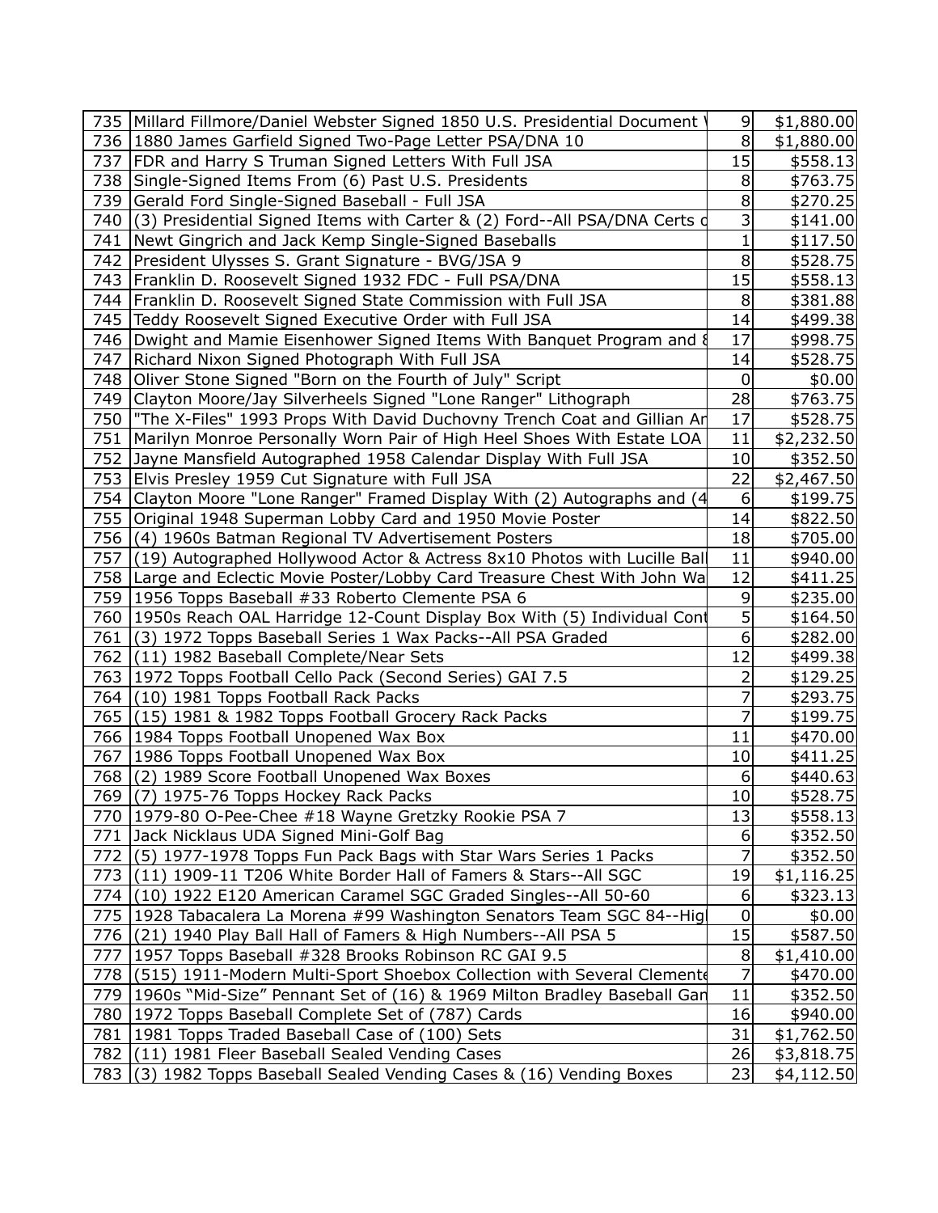| | | | |
|---|---|---|---|
| 735 | Millard Fillmore/Daniel Webster Signed 1850 U.S. Presidential Document | 9 | $1,880.00 |
| 736 | 1880 James Garfield Signed Two-Page Letter PSA/DNA 10 | 8 | $1,880.00 |
| 737 | FDR and Harry S Truman Signed Letters With Full JSA | 15 | $558.13 |
| 738 | Single-Signed Items From (6) Past U.S. Presidents | 8 | $763.75 |
| 739 | Gerald Ford Single-Signed Baseball - Full JSA | 8 | $270.25 |
| 740 | (3) Presidential Signed Items with Carter & (2) Ford--All PSA/DNA Certs c | 3 | $141.00 |
| 741 | Newt Gingrich and Jack Kemp Single-Signed Baseballs | 1 | $117.50 |
| 742 | President Ulysses S. Grant Signature - BVG/JSA 9 | 8 | $528.75 |
| 743 | Franklin D. Roosevelt Signed 1932 FDC - Full PSA/DNA | 15 | $558.13 |
| 744 | Franklin D. Roosevelt Signed State Commission with Full JSA | 8 | $381.88 |
| 745 | Teddy Roosevelt Signed Executive Order with Full JSA | 14 | $499.38 |
| 746 | Dwight and Mamie Eisenhower Signed Items With Banquet Program and 8 | 17 | $998.75 |
| 747 | Richard Nixon Signed Photograph With Full JSA | 14 | $528.75 |
| 748 | Oliver Stone Signed "Born on the Fourth of July" Script | 0 | $0.00 |
| 749 | Clayton Moore/Jay Silverheels Signed "Lone Ranger" Lithograph | 28 | $763.75 |
| 750 | "The X-Files" 1993 Props With David Duchovny Trench Coat and Gillian Ar | 17 | $528.75 |
| 751 | Marilyn Monroe Personally Worn Pair of High Heel Shoes With Estate LOA | 11 | $2,232.50 |
| 752 | Jayne Mansfield Autographed 1958 Calendar Display With Full JSA | 10 | $352.50 |
| 753 | Elvis Presley 1959 Cut Signature with Full JSA | 22 | $2,467.50 |
| 754 | Clayton Moore "Lone Ranger" Framed Display With (2) Autographs and (4 | 6 | $199.75 |
| 755 | Original 1948 Superman Lobby Card and 1950 Movie Poster | 14 | $822.50 |
| 756 | (4) 1960s Batman Regional TV Advertisement Posters | 18 | $705.00 |
| 757 | (19) Autographed Hollywood Actor & Actress 8x10 Photos with Lucille Ball | 11 | $940.00 |
| 758 | Large and Eclectic Movie Poster/Lobby Card Treasure Chest With John Wa | 12 | $411.25 |
| 759 | 1956 Topps Baseball #33 Roberto Clemente PSA 6 | 9 | $235.00 |
| 760 | 1950s Reach OAL Harridge 12-Count Display Box With (5) Individual Cont | 5 | $164.50 |
| 761 | (3) 1972 Topps Baseball Series 1 Wax Packs--All PSA Graded | 6 | $282.00 |
| 762 | (11) 1982 Baseball Complete/Near Sets | 12 | $499.38 |
| 763 | 1972 Topps Football Cello Pack (Second Series) GAI 7.5 | 2 | $129.25 |
| 764 | (10) 1981 Topps Football Rack Packs | 7 | $293.75 |
| 765 | (15) 1981 & 1982 Topps Football Grocery Rack Packs | 7 | $199.75 |
| 766 | 1984 Topps Football Unopened Wax Box | 11 | $470.00 |
| 767 | 1986 Topps Football Unopened Wax Box | 10 | $411.25 |
| 768 | (2) 1989 Score Football Unopened Wax Boxes | 6 | $440.63 |
| 769 | (7) 1975-76 Topps Hockey Rack Packs | 10 | $528.75 |
| 770 | 1979-80 O-Pee-Chee #18 Wayne Gretzky Rookie PSA 7 | 13 | $558.13 |
| 771 | Jack Nicklaus UDA Signed Mini-Golf Bag | 6 | $352.50 |
| 772 | (5) 1977-1978 Topps Fun Pack Bags with Star Wars Series 1 Packs | 7 | $352.50 |
| 773 | (11) 1909-11 T206 White Border Hall of Famers & Stars--All SGC | 19 | $1,116.25 |
| 774 | (10) 1922 E120 American Caramel SGC Graded Singles--All 50-60 | 6 | $323.13 |
| 775 | 1928 Tabacalera La Morena #99 Washington Senators Team SGC 84--Hig | 0 | $0.00 |
| 776 | (21) 1940 Play Ball Hall of Famers & High Numbers--All PSA 5 | 15 | $587.50 |
| 777 | 1957 Topps Baseball #328 Brooks Robinson RC GAI 9.5 | 8 | $1,410.00 |
| 778 | (515) 1911-Modern Multi-Sport Shoebox Collection with Several Clemente | 7 | $470.00 |
| 779 | 1960s "Mid-Size" Pennant Set of (16) & 1969 Milton Bradley Baseball Gar | 11 | $352.50 |
| 780 | 1972 Topps Baseball Complete Set of (787) Cards | 16 | $940.00 |
| 781 | 1981 Topps Traded Baseball Case of (100) Sets | 31 | $1,762.50 |
| 782 | (11) 1981 Fleer Baseball Sealed Vending Cases | 26 | $3,818.75 |
| 783 | (3) 1982 Topps Baseball Sealed Vending Cases & (16) Vending Boxes | 23 | $4,112.50 |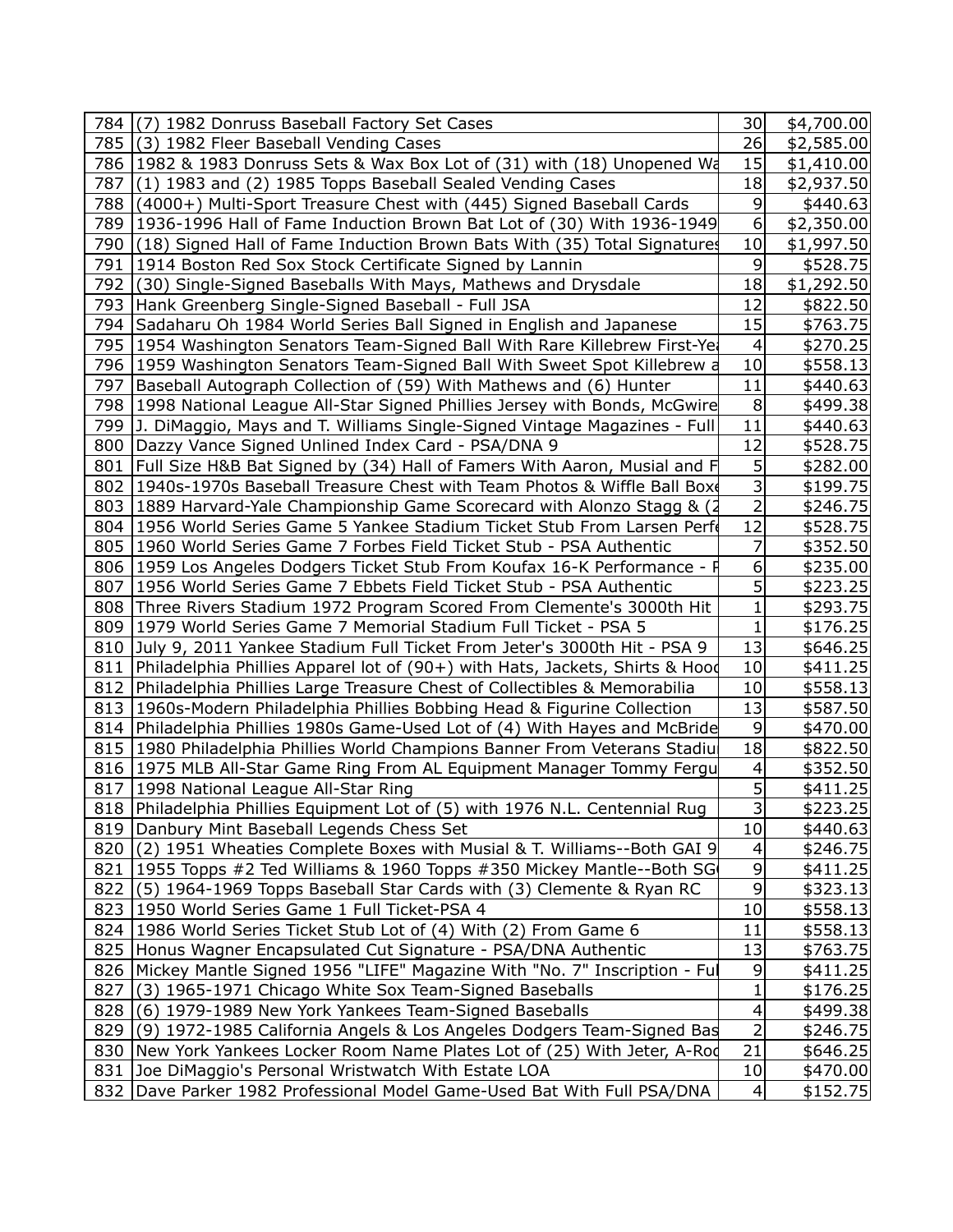| 784 | (7) 1982 Donruss Baseball Factory Set Cases | 30 | $4,700.00 |
|---|---|---|---|
| 785 | (3) 1982 Fleer Baseball Vending Cases | 26 | $2,585.00 |
| 786 | 1982 & 1983 Donruss Sets & Wax Box Lot of (31) with (18) Unopened Wa | 15 | $1,410.00 |
| 787 | (1) 1983 and (2) 1985 Topps Baseball Sealed Vending Cases | 18 | $2,937.50 |
| 788 | (4000+) Multi-Sport Treasure Chest with (445) Signed Baseball Cards | 9 | $440.63 |
| 789 | 1936-1996 Hall of Fame Induction Brown Bat Lot of (30) With 1936-1949 | 6 | $2,350.00 |
| 790 | (18) Signed Hall of Fame Induction Brown Bats With (35) Total Signatures | 10 | $1,997.50 |
| 791 | 1914 Boston Red Sox Stock Certificate Signed by Lannin | 9 | $528.75 |
| 792 | (30) Single-Signed Baseballs With Mays, Mathews and Drysdale | 18 | $1,292.50 |
| 793 | Hank Greenberg Single-Signed Baseball - Full JSA | 12 | $822.50 |
| 794 | Sadaharu Oh 1984 World Series Ball Signed in English and Japanese | 15 | $763.75 |
| 795 | 1954 Washington Senators Team-Signed Ball With Rare Killebrew First-Ye | 4 | $270.25 |
| 796 | 1959 Washington Senators Team-Signed Ball With Sweet Spot Killebrew a | 10 | $558.13 |
| 797 | Baseball Autograph Collection of (59) With Mathews and (6) Hunter | 11 | $440.63 |
| 798 | 1998 National League All-Star Signed Phillies Jersey with Bonds, McGwire | 8 | $499.38 |
| 799 | J. DiMaggio, Mays and T. Williams Single-Signed Vintage Magazines - Full | 11 | $440.63 |
| 800 | Dazzy Vance Signed Unlined Index Card - PSA/DNA 9 | 12 | $528.75 |
| 801 | Full Size H&B Bat Signed by (34) Hall of Famers With Aaron, Musial and F | 5 | $282.00 |
| 802 | 1940s-1970s Baseball Treasure Chest with Team Photos & Wiffle Ball Boxe | 3 | $199.75 |
| 803 | 1889 Harvard-Yale Championship Game Scorecard with Alonzo Stagg & (2 | 2 | $246.75 |
| 804 | 1956 World Series Game 5 Yankee Stadium Ticket Stub From Larsen Perfe | 12 | $528.75 |
| 805 | 1960 World Series Game 7 Forbes Field Ticket Stub - PSA Authentic | 7 | $352.50 |
| 806 | 1959 Los Angeles Dodgers Ticket Stub From Koufax 16-K Performance - F | 6 | $235.00 |
| 807 | 1956 World Series Game 7 Ebbets Field Ticket Stub - PSA Authentic | 5 | $223.25 |
| 808 | Three Rivers Stadium 1972 Program Scored From Clemente's 3000th Hit | 1 | $293.75 |
| 809 | 1979 World Series Game 7 Memorial Stadium Full Ticket - PSA 5 | 1 | $176.25 |
| 810 | July 9, 2011 Yankee Stadium Full Ticket From Jeter's 3000th Hit - PSA 9 | 13 | $646.25 |
| 811 | Philadelphia Phillies Apparel lot of (90+) with Hats, Jackets, Shirts & Hood | 10 | $411.25 |
| 812 | Philadelphia Phillies Large Treasure Chest of Collectibles & Memorabilia | 10 | $558.13 |
| 813 | 1960s-Modern Philadelphia Phillies Bobbing Head & Figurine Collection | 13 | $587.50 |
| 814 | Philadelphia Phillies 1980s Game-Used Lot of (4) With Hayes and McBride | 9 | $470.00 |
| 815 | 1980 Philadelphia Phillies World Champions Banner From Veterans Stadiu | 18 | $822.50 |
| 816 | 1975 MLB All-Star Game Ring From AL Equipment Manager Tommy Fergu | 4 | $352.50 |
| 817 | 1998 National League All-Star Ring | 5 | $411.25 |
| 818 | Philadelphia Phillies Equipment Lot of (5) with 1976 N.L. Centennial Rug | 3 | $223.25 |
| 819 | Danbury Mint Baseball Legends Chess Set | 10 | $440.63 |
| 820 | (2) 1951 Wheaties Complete Boxes with Musial & T. Williams--Both GAI 9 | 4 | $246.75 |
| 821 | 1955 Topps #2 Ted Williams & 1960 Topps #350 Mickey Mantle--Both SG | 9 | $411.25 |
| 822 | (5) 1964-1969 Topps Baseball Star Cards with (3) Clemente & Ryan RC | 9 | $323.13 |
| 823 | 1950 World Series Game 1 Full Ticket-PSA 4 | 10 | $558.13 |
| 824 | 1986 World Series Ticket Stub Lot of (4) With (2) From Game 6 | 11 | $558.13 |
| 825 | Honus Wagner Encapsulated Cut Signature - PSA/DNA Authentic | 13 | $763.75 |
| 826 | Mickey Mantle Signed 1956 "LIFE" Magazine With "No. 7" Inscription - Ful | 9 | $411.25 |
| 827 | (3) 1965-1971 Chicago White Sox Team-Signed Baseballs | 1 | $176.25 |
| 828 | (6) 1979-1989 New York Yankees Team-Signed Baseballs | 4 | $499.38 |
| 829 | (9) 1972-1985 California Angels & Los Angeles Dodgers Team-Signed Bas | 2 | $246.75 |
| 830 | New York Yankees Locker Room Name Plates Lot of (25) With Jeter, A-Rod | 21 | $646.25 |
| 831 | Joe DiMaggio's Personal Wristwatch With Estate LOA | 10 | $470.00 |
| 832 | Dave Parker 1982 Professional Model Game-Used Bat With Full PSA/DNA | 4 | $152.75 |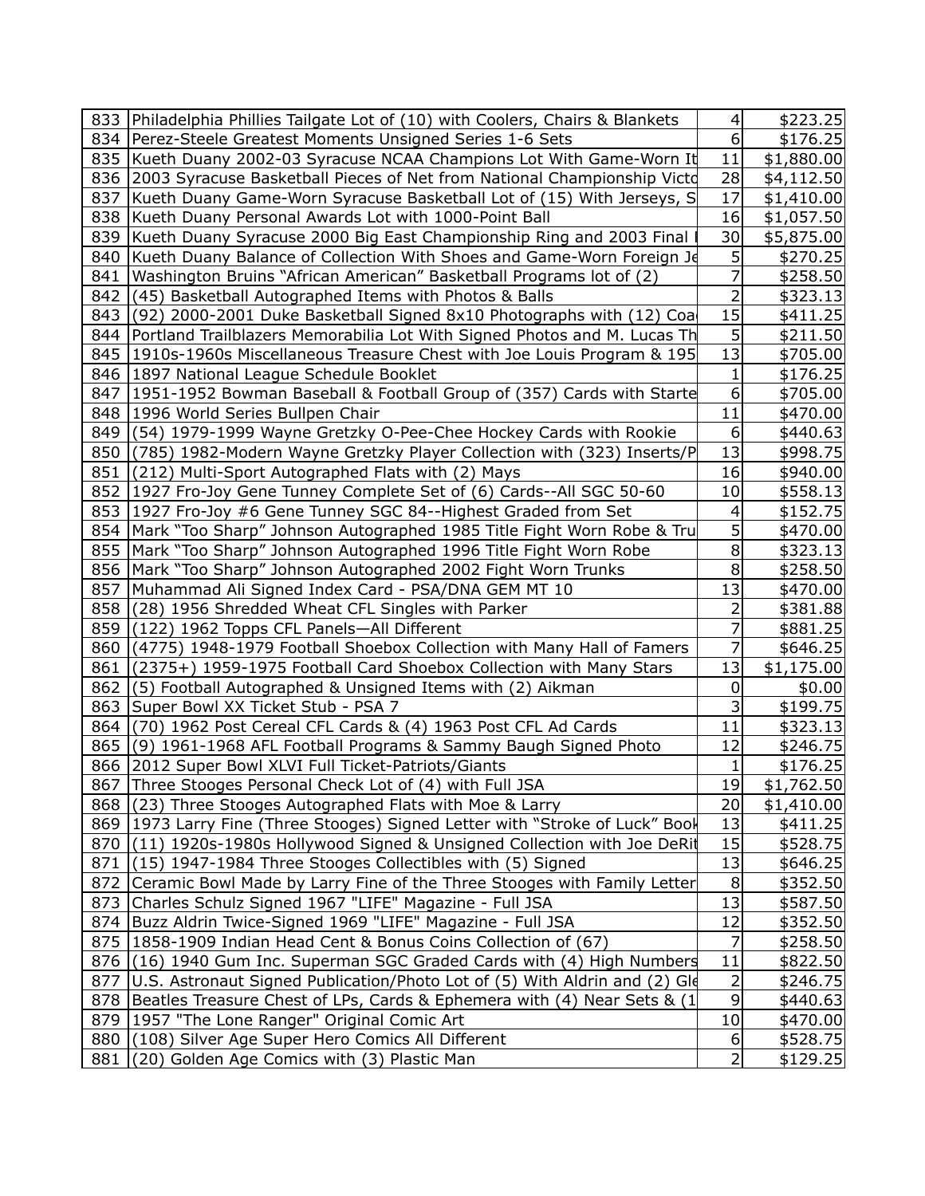| | | | |
|---|---|---|---|
| 833 | Philadelphia Phillies Tailgate Lot of (10) with Coolers, Chairs & Blankets | 4 | $223.25 |
| 834 | Perez-Steele Greatest Moments Unsigned Series 1-6 Sets | 6 | $176.25 |
| 835 | Kueth Duany 2002-03 Syracuse NCAA Champions Lot With Game-Worn It | 11 | $1,880.00 |
| 836 | 2003 Syracuse Basketball Pieces of Net from National Championship Victo | 28 | $4,112.50 |
| 837 | Kueth Duany Game-Worn Syracuse Basketball Lot of (15) With Jerseys, S | 17 | $1,410.00 |
| 838 | Kueth Duany Personal Awards Lot with 1000-Point Ball | 16 | $1,057.50 |
| 839 | Kueth Duany Syracuse 2000 Big East Championship Ring and 2003 Final | 30 | $5,875.00 |
| 840 | Kueth Duany Balance of Collection With Shoes and Game-Worn Foreign Je | 5 | $270.25 |
| 841 | Washington Bruins "African American" Basketball Programs lot of (2) | 7 | $258.50 |
| 842 | (45) Basketball Autographed Items with Photos & Balls | 2 | $323.13 |
| 843 | (92) 2000-2001 Duke Basketball Signed 8x10 Photographs with (12) Coa | 15 | $411.25 |
| 844 | Portland Trailblazers Memorabilia Lot With Signed Photos and M. Lucas Th | 5 | $211.50 |
| 845 | 1910s-1960s Miscellaneous Treasure Chest with Joe Louis Program & 195 | 13 | $705.00 |
| 846 | 1897 National League Schedule Booklet | 1 | $176.25 |
| 847 | 1951-1952 Bowman Baseball & Football Group of (357) Cards with Starte | 6 | $705.00 |
| 848 | 1996 World Series Bullpen Chair | 11 | $470.00 |
| 849 | (54) 1979-1999 Wayne Gretzky O-Pee-Chee Hockey Cards with Rookie | 6 | $440.63 |
| 850 | (785) 1982-Modern Wayne Gretzky Player Collection with (323) Inserts/P | 13 | $998.75 |
| 851 | (212) Multi-Sport Autographed Flats with (2) Mays | 16 | $940.00 |
| 852 | 1927 Fro-Joy Gene Tunney Complete Set of (6) Cards--All SGC 50-60 | 10 | $558.13 |
| 853 | 1927 Fro-Joy #6 Gene Tunney SGC 84--Highest Graded from Set | 4 | $152.75 |
| 854 | Mark "Too Sharp" Johnson Autographed 1985 Title Fight Worn Robe & Tru | 5 | $470.00 |
| 855 | Mark "Too Sharp" Johnson Autographed 1996 Title Fight Worn Robe | 8 | $323.13 |
| 856 | Mark "Too Sharp" Johnson Autographed 2002 Fight Worn Trunks | 8 | $258.50 |
| 857 | Muhammad Ali Signed Index Card - PSA/DNA GEM MT 10 | 13 | $470.00 |
| 858 | (28) 1956 Shredded Wheat CFL Singles with Parker | 2 | $381.88 |
| 859 | (122) 1962 Topps CFL Panels—All Different | 7 | $881.25 |
| 860 | (4775) 1948-1979 Football Shoebox Collection with Many Hall of Famers | 7 | $646.25 |
| 861 | (2375+) 1959-1975 Football Card Shoebox Collection with Many Stars | 13 | $1,175.00 |
| 862 | (5) Football Autographed & Unsigned Items with (2) Aikman | 0 | $0.00 |
| 863 | Super Bowl XX Ticket Stub - PSA 7 | 3 | $199.75 |
| 864 | (70) 1962 Post Cereal CFL Cards & (4) 1963 Post CFL Ad Cards | 11 | $323.13 |
| 865 | (9) 1961-1968 AFL Football Programs & Sammy Baugh Signed Photo | 12 | $246.75 |
| 866 | 2012 Super Bowl XLVI Full Ticket-Patriots/Giants | 1 | $176.25 |
| 867 | Three Stooges Personal Check Lot of (4) with Full JSA | 19 | $1,762.50 |
| 868 | (23) Three Stooges Autographed Flats with Moe & Larry | 20 | $1,410.00 |
| 869 | 1973 Larry Fine (Three Stooges) Signed Letter with "Stroke of Luck" Book | 13 | $411.25 |
| 870 | (11) 1920s-1980s Hollywood Signed & Unsigned Collection with Joe DeRit | 15 | $528.75 |
| 871 | (15) 1947-1984 Three Stooges Collectibles with (5) Signed | 13 | $646.25 |
| 872 | Ceramic Bowl Made by Larry Fine of the Three Stooges with Family Letter | 8 | $352.50 |
| 873 | Charles Schulz Signed 1967 "LIFE" Magazine - Full JSA | 13 | $587.50 |
| 874 | Buzz Aldrin Twice-Signed 1969 "LIFE" Magazine - Full JSA | 12 | $352.50 |
| 875 | 1858-1909 Indian Head Cent & Bonus Coins Collection of (67) | 7 | $258.50 |
| 876 | (16) 1940 Gum Inc. Superman SGC Graded Cards with (4) High Numbers | 11 | $822.50 |
| 877 | U.S. Astronaut Signed Publication/Photo Lot of (5) With Aldrin and (2) Gle | 2 | $246.75 |
| 878 | Beatles Treasure Chest of LPs, Cards & Ephemera with (4) Near Sets & (1 | 9 | $440.63 |
| 879 | 1957 "The Lone Ranger" Original Comic Art | 10 | $470.00 |
| 880 | (108) Silver Age Super Hero Comics All Different | 6 | $528.75 |
| 881 | (20) Golden Age Comics with (3) Plastic Man | 2 | $129.25 |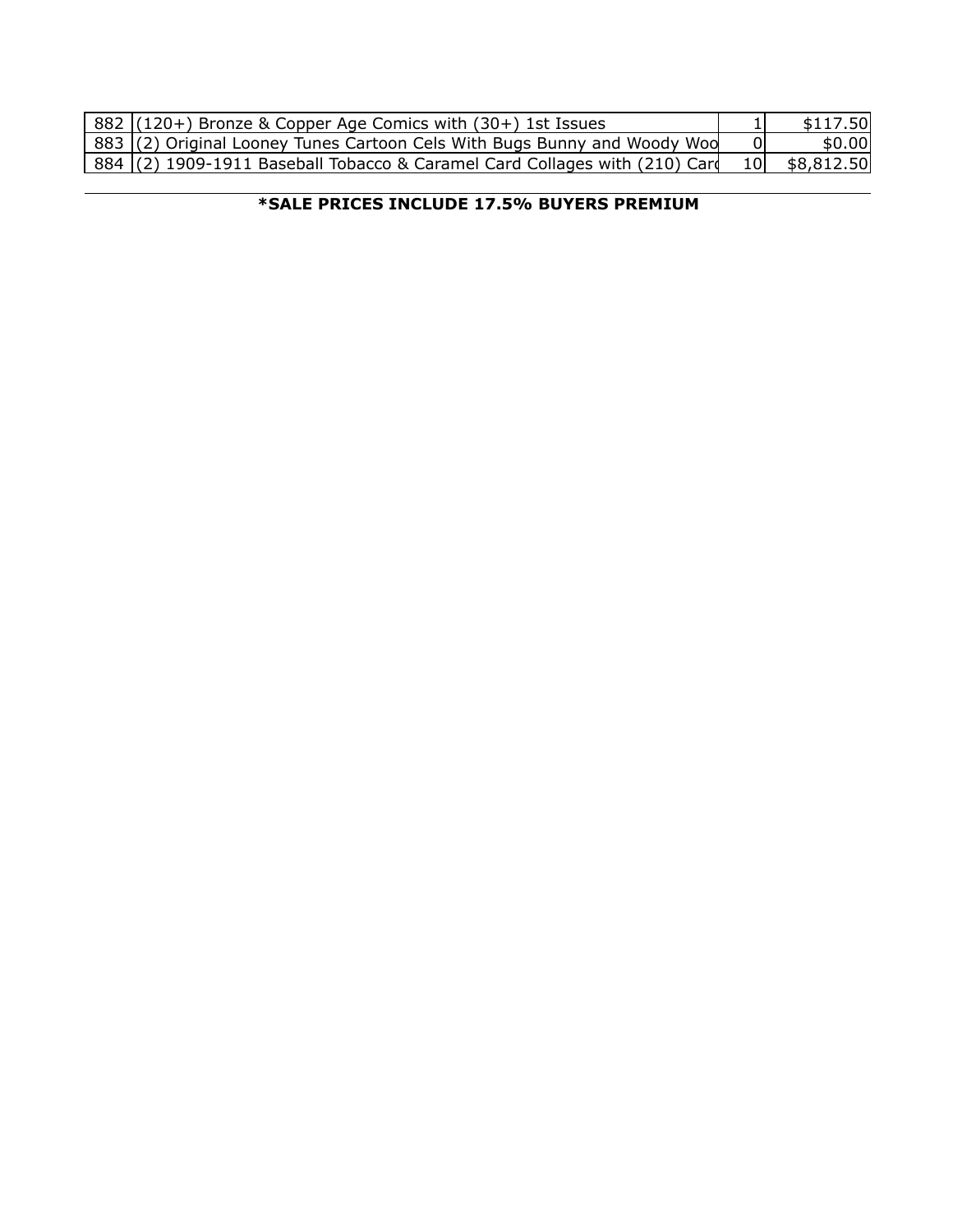| | | | |
|---|---|---|---|
| 882 | (120+) Bronze & Copper Age Comics with (30+) 1st Issues | 1 | $117.50 |
| 883 | (2) Original Looney Tunes Cartoon Cels With Bugs Bunny and Woody Woo | 0 | $0.00 |
| 884 | (2) 1909-1911 Baseball Tobacco & Caramel Card Collages with (210) Card | 10 | $8,812.50 |

**\*SALE PRICES INCLUDE 17.5% BUYERS PREMIUM**